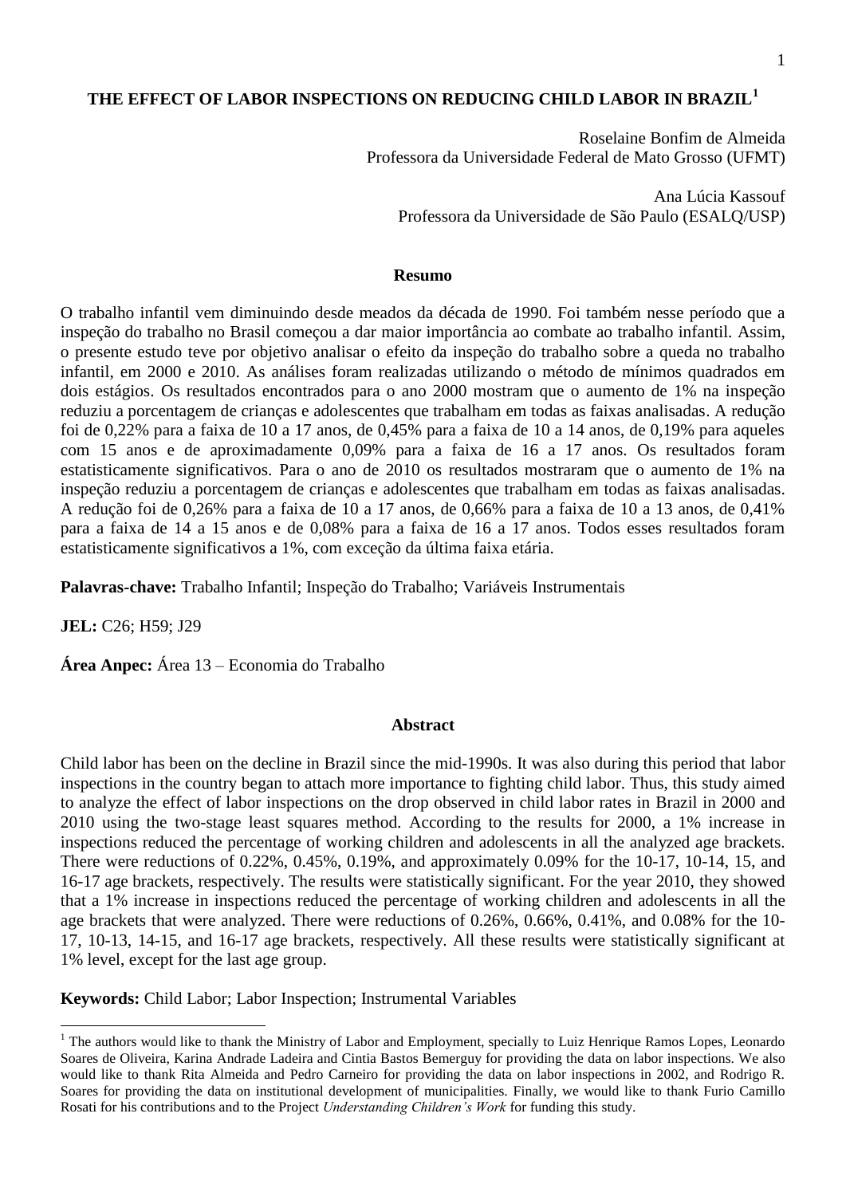# THE EFFECT OF LABOR INSPECTIONS ON REDUCING CHILD LABOR IN BRAZIL[1]

Roselaine Bonfim de Almeida
Professora da Universidade Federal de Mato Grosso (UFMT)

Ana Lúcia Kassouf
Professora da Universidade de São Paulo (ESALQ/USP)

## Resumo

O trabalho infantil vem diminuindo desde meados da década de 1990. Foi também nesse período que a inspeção do trabalho no Brasil começou a dar maior importância ao combate ao trabalho infantil. Assim, o presente estudo teve por objetivo analisar o efeito da inspeção do trabalho sobre a queda no trabalho infantil, em 2000 e 2010. As análises foram realizadas utilizando o método de mínimos quadrados em dois estágios. Os resultados encontrados para o ano 2000 mostram que o aumento de 1% na inspeção reduziu a porcentagem de crianças e adolescentes que trabalham em todas as faixas analisadas. A redução foi de 0,22% para a faixa de 10 a 17 anos, de 0,45% para a faixa de 10 a 14 anos, de 0,19% para aqueles com 15 anos e de aproximadamente 0,09% para a faixa de 16 a 17 anos. Os resultados foram estatisticamente significativos. Para o ano de 2010 os resultados mostraram que o aumento de 1% na inspeção reduziu a porcentagem de crianças e adolescentes que trabalham em todas as faixas analisadas. A redução foi de 0,26% para a faixa de 10 a 17 anos, de 0,66% para a faixa de 10 a 13 anos, de 0,41% para a faixa de 14 a 15 anos e de 0,08% para a faixa de 16 a 17 anos. Todos esses resultados foram estatisticamente significativos a 1%, com exceção da última faixa etária.

**Palavras-chave:** Trabalho Infantil; Inspeção do Trabalho; Variáveis Instrumentais

**JEL:** C26; H59; J29

**Área Anpec:** Área 13 – Economia do Trabalho

## Abstract

Child labor has been on the decline in Brazil since the mid-1990s. It was also during this period that labor inspections in the country began to attach more importance to fighting child labor. Thus, this study aimed to analyze the effect of labor inspections on the drop observed in child labor rates in Brazil in 2000 and 2010 using the two-stage least squares method. According to the results for 2000, a 1% increase in inspections reduced the percentage of working children and adolescents in all the analyzed age brackets. There were reductions of 0.22%, 0.45%, 0.19%, and approximately 0.09% for the 10-17, 10-14, 15, and 16-17 age brackets, respectively. The results were statistically significant. For the year 2010, they showed that a 1% increase in inspections reduced the percentage of working children and adolescents in all the age brackets that were analyzed. There were reductions of 0.26%, 0.66%, 0.41%, and 0.08% for the 10-17, 10-13, 14-15, and 16-17 age brackets, respectively. All these results were statistically significant at 1% level, except for the last age group.

**Keywords:** Child Labor; Labor Inspection; Instrumental Variables

[1] The authors would like to thank the Ministry of Labor and Employment, specially to Luiz Henrique Ramos Lopes, Leonardo Soares de Oliveira, Karina Andrade Ladeira and Cintia Bastos Bemerguy for providing the data on labor inspections. We also would like to thank Rita Almeida and Pedro Carneiro for providing the data on labor inspections in 2002, and Rodrigo R. Soares for providing the data on institutional development of municipalities. Finally, we would like to thank Furio Camillo Rosati for his contributions and to the Project *Understanding Children's Work* for funding this study.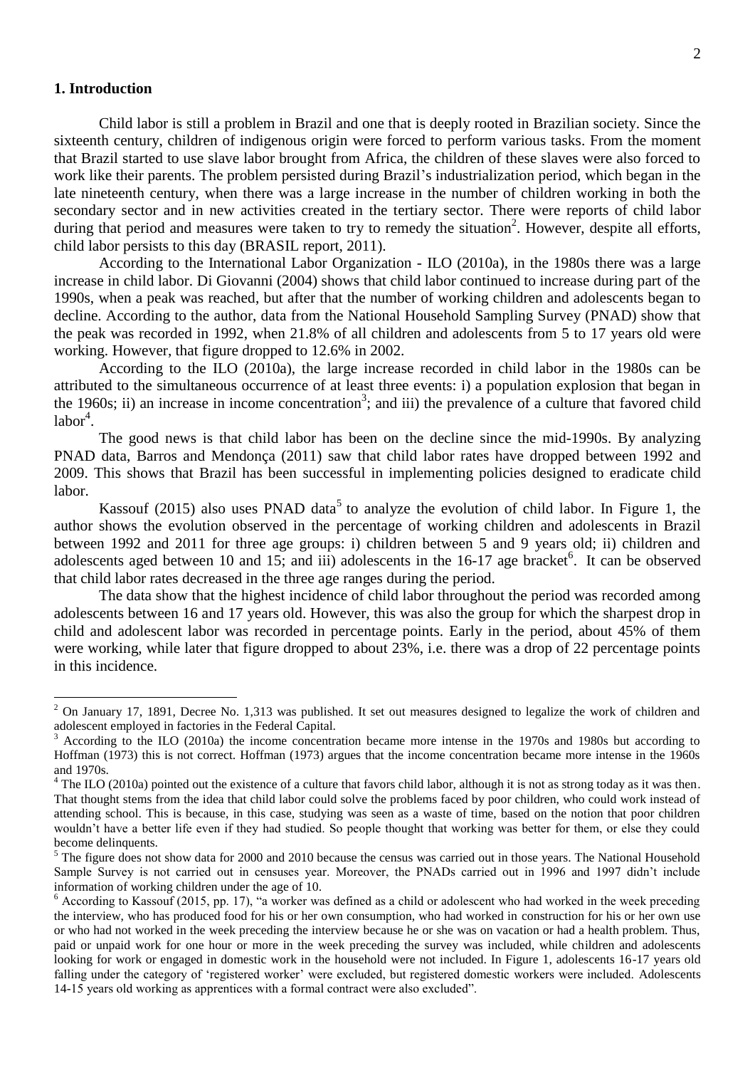## 1. Introduction

Child labor is still a problem in Brazil and one that is deeply rooted in Brazilian society. Since the sixteenth century, children of indigenous origin were forced to perform various tasks. From the moment that Brazil started to use slave labor brought from Africa, the children of these slaves were also forced to work like their parents. The problem persisted during Brazil's industrialization period, which began in the late nineteenth century, when there was a large increase in the number of children working in both the secondary sector and in new activities created in the tertiary sector. There were reports of child labor during that period and measures were taken to try to remedy the situation[2]. However, despite all efforts, child labor persists to this day (BRASIL report, 2011).

According to the International Labor Organization - ILO (2010a), in the 1980s there was a large increase in child labor. Di Giovanni (2004) shows that child labor continued to increase during part of the 1990s, when a peak was reached, but after that the number of working children and adolescents began to decline. According to the author, data from the National Household Sampling Survey (PNAD) show that the peak was recorded in 1992, when 21.8% of all children and adolescents from 5 to 17 years old were working. However, that figure dropped to 12.6% in 2002.

According to the ILO (2010a), the large increase recorded in child labor in the 1980s can be attributed to the simultaneous occurrence of at least three events: i) a population explosion that began in the 1960s; ii) an increase in income concentration[3]; and iii) the prevalence of a culture that favored child labor[4].

The good news is that child labor has been on the decline since the mid-1990s. By analyzing PNAD data, Barros and Mendonça (2011) saw that child labor rates have dropped between 1992 and 2009. This shows that Brazil has been successful in implementing policies designed to eradicate child labor.

Kassouf (2015) also uses PNAD data[5] to analyze the evolution of child labor. In Figure 1, the author shows the evolution observed in the percentage of working children and adolescents in Brazil between 1992 and 2011 for three age groups: i) children between 5 and 9 years old; ii) children and adolescents aged between 10 and 15; and iii) adolescents in the 16-17 age bracket[6]. It can be observed that child labor rates decreased in the three age ranges during the period.

The data show that the highest incidence of child labor throughout the period was recorded among adolescents between 16 and 17 years old. However, this was also the group for which the sharpest drop in child and adolescent labor was recorded in percentage points. Early in the period, about 45% of them were working, while later that figure dropped to about 23%, i.e. there was a drop of 22 percentage points in this incidence.

---

[2] On January 17, 1891, Decree No. 1,313 was published. It set out measures designed to legalize the work of children and adolescent employed in factories in the Federal Capital.

[3] According to the ILO (2010a) the income concentration became more intense in the 1970s and 1980s but according to Hoffman (1973) this is not correct. Hoffman (1973) argues that the income concentration became more intense in the 1960s and 1970s.

[4] The ILO (2010a) pointed out the existence of a culture that favors child labor, although it is not as strong today as it was then. That thought stems from the idea that child labor could solve the problems faced by poor children, who could work instead of attending school. This is because, in this case, studying was seen as a waste of time, based on the notion that poor children wouldn't have a better life even if they had studied. So people thought that working was better for them, or else they could become delinquents.

[5] The figure does not show data for 2000 and 2010 because the census was carried out in those years. The National Household Sample Survey is not carried out in censuses year. Moreover, the PNADs carried out in 1996 and 1997 didn't include information of working children under the age of 10.

[6] According to Kassouf (2015, pp. 17), "a worker was defined as a child or adolescent who had worked in the week preceding the interview, who has produced food for his or her own consumption, who had worked in construction for his or her own use or who had not worked in the week preceding the interview because he or she was on vacation or had a health problem. Thus, paid or unpaid work for one hour or more in the week preceding the survey was included, while children and adolescents looking for work or engaged in domestic work in the household were not included. In Figure 1, adolescents 16-17 years old falling under the category of 'registered worker' were excluded, but registered domestic workers were included. Adolescents 14-15 years old working as apprentices with a formal contract were also excluded".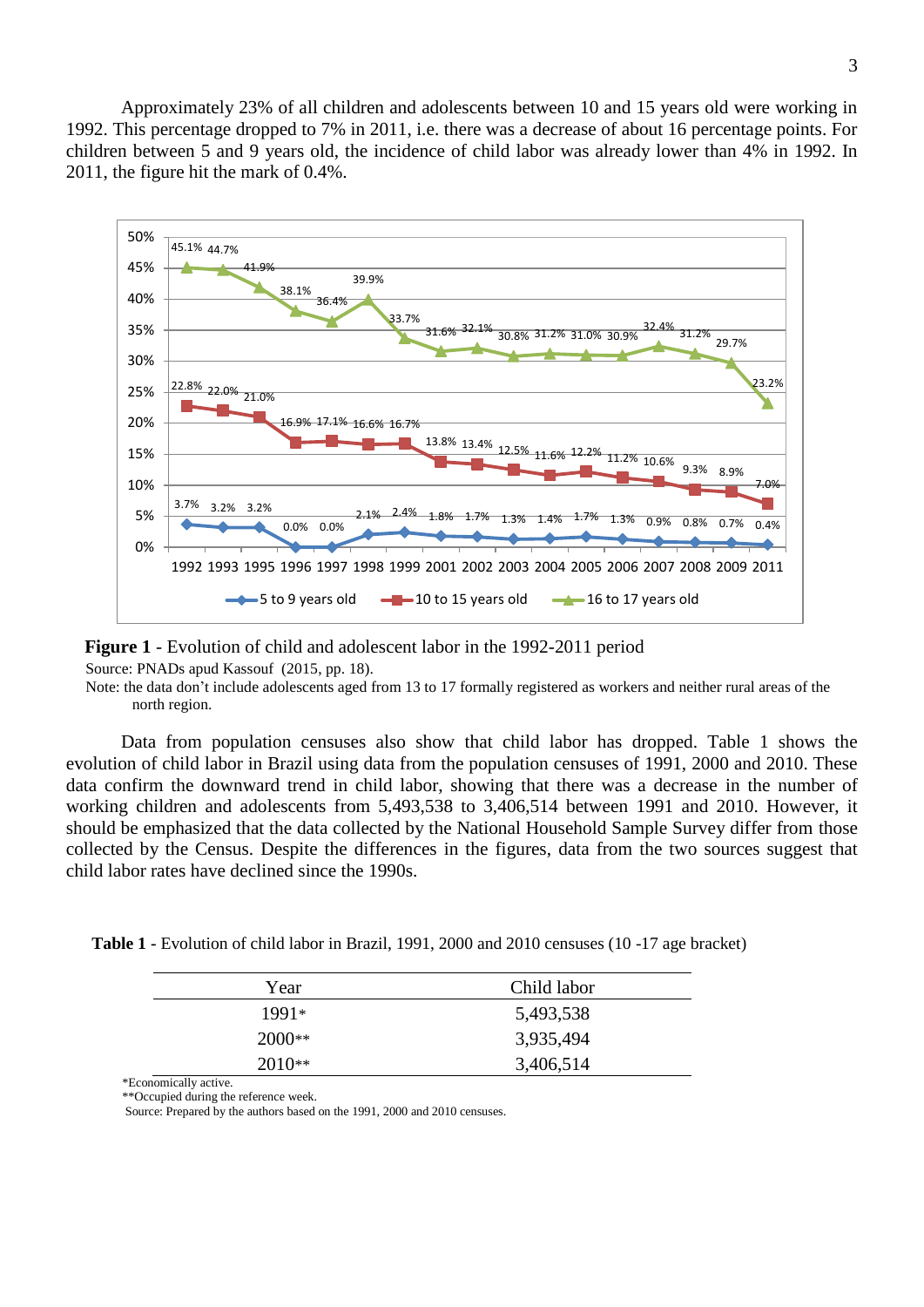Approximately 23% of all children and adolescents between 10 and 15 years old were working in 1992. This percentage dropped to 7% in 2011, i.e. there was a decrease of about 16 percentage points. For children between 5 and 9 years old, the incidence of child labor was already lower than 4% in 1992. In 2011, the figure hit the mark of 0.4%.

**Figure 1** - Evolution of child and adolescent labor in the 1992-2011 period

Source: PNADs apud Kassouf (2015, pp. 18).

Note: the data don't include adolescents aged from 13 to 17 formally registered as workers and neither rural areas of the north region.

Data from population censuses also show that child labor has dropped. Table 1 shows the evolution of child labor in Brazil using data from the population censuses of 1991, 2000 and 2010. These data confirm the downward trend in child labor, showing that there was a decrease in the number of working children and adolescents from 5,493,538 to 3,406,514 between 1991 and 2010. However, it should be emphasized that the data collected by the National Household Sample Survey differ from those collected by the Census. Despite the differences in the figures, data from the two sources suggest that child labor rates have declined since the 1990s.

**Table 1 -** Evolution of child labor in Brazil, 1991, 2000 and 2010 censuses (10 -17 age bracket)

| Year | Child labor |
|---|---|
| 1991* | 5,493,538 |
| 2000** | 3,935,494 |
| 2010** | 3,406,514 |

*Economically active.

**Occupied during the reference week.

Source: Prepared by the authors based on the 1991, 2000 and 2010 censuses.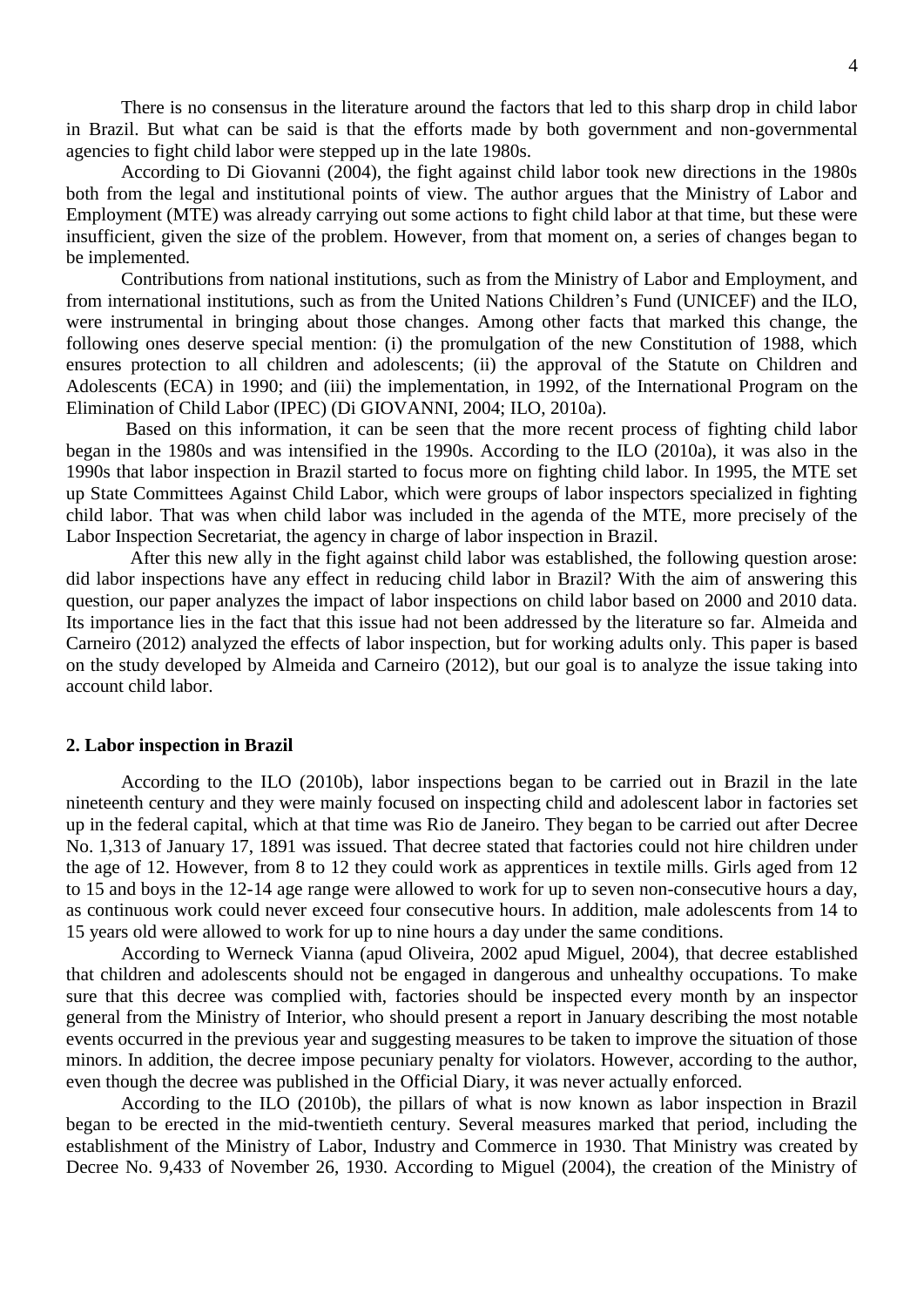There is no consensus in the literature around the factors that led to this sharp drop in child labor in Brazil. But what can be said is that the efforts made by both government and non-governmental agencies to fight child labor were stepped up in the late 1980s.

According to Di Giovanni (2004), the fight against child labor took new directions in the 1980s both from the legal and institutional points of view. The author argues that the Ministry of Labor and Employment (MTE) was already carrying out some actions to fight child labor at that time, but these were insufficient, given the size of the problem. However, from that moment on, a series of changes began to be implemented.

Contributions from national institutions, such as from the Ministry of Labor and Employment, and from international institutions, such as from the United Nations Children's Fund (UNICEF) and the ILO, were instrumental in bringing about those changes. Among other facts that marked this change, the following ones deserve special mention: (i) the promulgation of the new Constitution of 1988, which ensures protection to all children and adolescents; (ii) the approval of the Statute on Children and Adolescents (ECA) in 1990; and (iii) the implementation, in 1992, of the International Program on the Elimination of Child Labor (IPEC) (Di GIOVANNI, 2004; ILO, 2010a).

Based on this information, it can be seen that the more recent process of fighting child labor began in the 1980s and was intensified in the 1990s. According to the ILO (2010a), it was also in the 1990s that labor inspection in Brazil started to focus more on fighting child labor. In 1995, the MTE set up State Committees Against Child Labor, which were groups of labor inspectors specialized in fighting child labor. That was when child labor was included in the agenda of the MTE, more precisely of the Labor Inspection Secretariat, the agency in charge of labor inspection in Brazil.

After this new ally in the fight against child labor was established, the following question arose: did labor inspections have any effect in reducing child labor in Brazil? With the aim of answering this question, our paper analyzes the impact of labor inspections on child labor based on 2000 and 2010 data. Its importance lies in the fact that this issue had not been addressed by the literature so far. Almeida and Carneiro (2012) analyzed the effects of labor inspection, but for working adults only. This paper is based on the study developed by Almeida and Carneiro (2012), but our goal is to analyze the issue taking into account child labor.

## 2. Labor inspection in Brazil

According to the ILO (2010b), labor inspections began to be carried out in Brazil in the late nineteenth century and they were mainly focused on inspecting child and adolescent labor in factories set up in the federal capital, which at that time was Rio de Janeiro. They began to be carried out after Decree No. 1,313 of January 17, 1891 was issued. That decree stated that factories could not hire children under the age of 12. However, from 8 to 12 they could work as apprentices in textile mills. Girls aged from 12 to 15 and boys in the 12-14 age range were allowed to work for up to seven non-consecutive hours a day, as continuous work could never exceed four consecutive hours. In addition, male adolescents from 14 to 15 years old were allowed to work for up to nine hours a day under the same conditions.

According to Werneck Vianna (apud Oliveira, 2002 apud Miguel, 2004), that decree established that children and adolescents should not be engaged in dangerous and unhealthy occupations. To make sure that this decree was complied with, factories should be inspected every month by an inspector general from the Ministry of Interior, who should present a report in January describing the most notable events occurred in the previous year and suggesting measures to be taken to improve the situation of those minors. In addition, the decree impose pecuniary penalty for violators. However, according to the author, even though the decree was published in the Official Diary, it was never actually enforced.

According to the ILO (2010b), the pillars of what is now known as labor inspection in Brazil began to be erected in the mid-twentieth century. Several measures marked that period, including the establishment of the Ministry of Labor, Industry and Commerce in 1930. That Ministry was created by Decree No. 9,433 of November 26, 1930. According to Miguel (2004), the creation of the Ministry of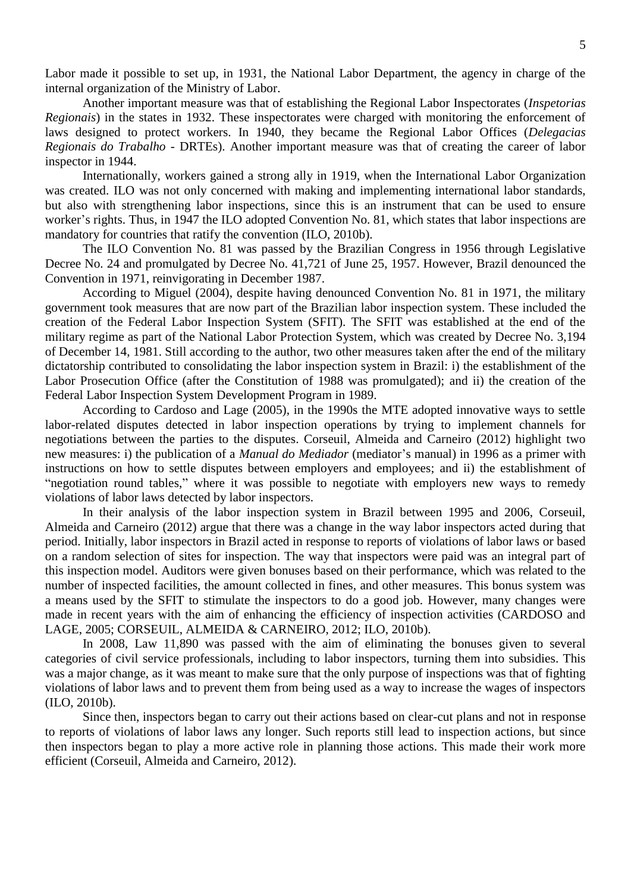Labor made it possible to set up, in 1931, the National Labor Department, the agency in charge of the internal organization of the Ministry of Labor.

Another important measure was that of establishing the Regional Labor Inspectorates (*Inspetorias Regionais*) in the states in 1932. These inspectorates were charged with monitoring the enforcement of laws designed to protect workers. In 1940, they became the Regional Labor Offices (*Delegacias Regionais do Trabalho* - DRTEs). Another important measure was that of creating the career of labor inspector in 1944.

Internationally, workers gained a strong ally in 1919, when the International Labor Organization was created. ILO was not only concerned with making and implementing international labor standards, but also with strengthening labor inspections, since this is an instrument that can be used to ensure worker's rights. Thus, in 1947 the ILO adopted Convention No. 81, which states that labor inspections are mandatory for countries that ratify the convention (ILO, 2010b).

The ILO Convention No. 81 was passed by the Brazilian Congress in 1956 through Legislative Decree No. 24 and promulgated by Decree No. 41,721 of June 25, 1957. However, Brazil denounced the Convention in 1971, reinvigorating in December 1987.

According to Miguel (2004), despite having denounced Convention No. 81 in 1971, the military government took measures that are now part of the Brazilian labor inspection system. These included the creation of the Federal Labor Inspection System (SFIT). The SFIT was established at the end of the military regime as part of the National Labor Protection System, which was created by Decree No. 3,194 of December 14, 1981. Still according to the author, two other measures taken after the end of the military dictatorship contributed to consolidating the labor inspection system in Brazil: i) the establishment of the Labor Prosecution Office (after the Constitution of 1988 was promulgated); and ii) the creation of the Federal Labor Inspection System Development Program in 1989.

According to Cardoso and Lage (2005), in the 1990s the MTE adopted innovative ways to settle labor-related disputes detected in labor inspection operations by trying to implement channels for negotiations between the parties to the disputes. Corseuil, Almeida and Carneiro (2012) highlight two new measures: i) the publication of a *Manual do Mediador* (mediator's manual) in 1996 as a primer with instructions on how to settle disputes between employers and employees; and ii) the establishment of "negotiation round tables," where it was possible to negotiate with employers new ways to remedy violations of labor laws detected by labor inspectors.

In their analysis of the labor inspection system in Brazil between 1995 and 2006, Corseuil, Almeida and Carneiro (2012) argue that there was a change in the way labor inspectors acted during that period. Initially, labor inspectors in Brazil acted in response to reports of violations of labor laws or based on a random selection of sites for inspection. The way that inspectors were paid was an integral part of this inspection model. Auditors were given bonuses based on their performance, which was related to the number of inspected facilities, the amount collected in fines, and other measures. This bonus system was a means used by the SFIT to stimulate the inspectors to do a good job. However, many changes were made in recent years with the aim of enhancing the efficiency of inspection activities (CARDOSO and LAGE, 2005; CORSEUIL, ALMEIDA & CARNEIRO, 2012; ILO, 2010b).

In 2008, Law 11,890 was passed with the aim of eliminating the bonuses given to several categories of civil service professionals, including to labor inspectors, turning them into subsidies. This was a major change, as it was meant to make sure that the only purpose of inspections was that of fighting violations of labor laws and to prevent them from being used as a way to increase the wages of inspectors (ILO, 2010b).

Since then, inspectors began to carry out their actions based on clear-cut plans and not in response to reports of violations of labor laws any longer. Such reports still lead to inspection actions, but since then inspectors began to play a more active role in planning those actions. This made their work more efficient (Corseuil, Almeida and Carneiro, 2012).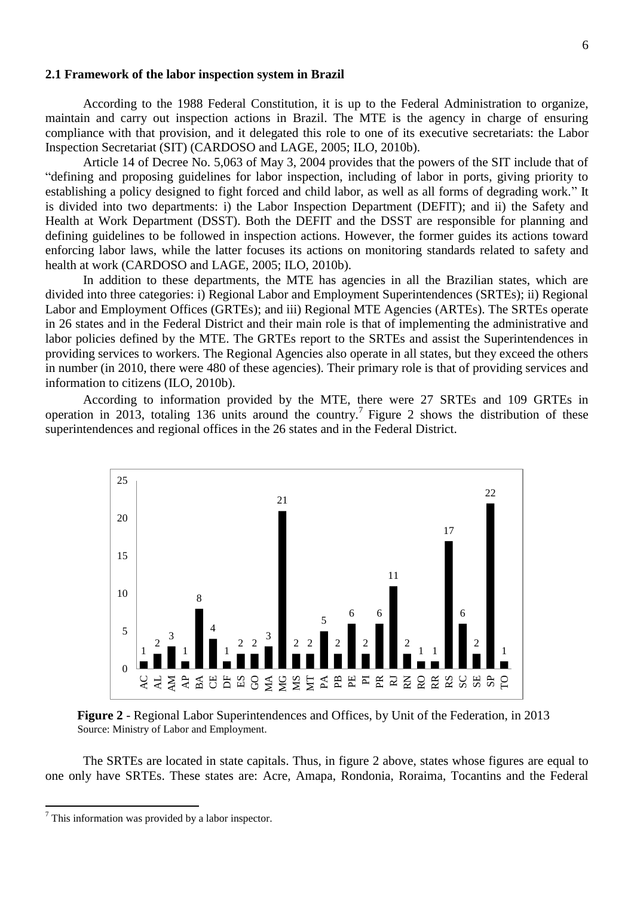## 2.1 Framework of the labor inspection system in Brazil

According to the 1988 Federal Constitution, it is up to the Federal Administration to organize, maintain and carry out inspection actions in Brazil. The MTE is the agency in charge of ensuring compliance with that provision, and it delegated this role to one of its executive secretariats: the Labor Inspection Secretariat (SIT) (CARDOSO and LAGE, 2005; ILO, 2010b).

Article 14 of Decree No. 5,063 of May 3, 2004 provides that the powers of the SIT include that of "defining and proposing guidelines for labor inspection, including of labor in ports, giving priority to establishing a policy designed to fight forced and child labor, as well as all forms of degrading work." It is divided into two departments: i) the Labor Inspection Department (DEFIT); and ii) the Safety and Health at Work Department (DSST). Both the DEFIT and the DSST are responsible for planning and defining guidelines to be followed in inspection actions. However, the former guides its actions toward enforcing labor laws, while the latter focuses its actions on monitoring standards related to safety and health at work (CARDOSO and LAGE, 2005; ILO, 2010b).

In addition to these departments, the MTE has agencies in all the Brazilian states, which are divided into three categories: i) Regional Labor and Employment Superintendences (SRTEs); ii) Regional Labor and Employment Offices (GRTEs); and iii) Regional MTE Agencies (ARTEs). The SRTEs operate in 26 states and in the Federal District and their main role is that of implementing the administrative and labor policies defined by the MTE. The GRTEs report to the SRTEs and assist the Superintendences in providing services to workers. The Regional Agencies also operate in all states, but they exceed the others in number (in 2010, there were 480 of these agencies). Their primary role is that of providing services and information to citizens (ILO, 2010b).

According to information provided by the MTE, there were 27 SRTEs and 109 GRTEs in operation in 2013, totaling 136 units around the country.[7] Figure 2 shows the distribution of these superintendences and regional offices in the 26 states and in the Federal District.

| AC | AL | AM | AP | BA | CE | DF | ES | GO | MA | MG | MS | MT | PA | PB | PE | PI | PR | RJ | RN | RO | RR | RS | SC | SE | SP | TO |
|---|---|---|---|---|---|---|---|---|---|---|---|---|---|---|---|---|---|---|---|---|---|---|---|---|---|---|
| 1 | 2 | 3 | 1 | 8 | 4 | 1 | 2 | 2 | 3 | 21 | 2 | 2 | 5 | 2 | 6 | 2 | 6 | 11 | 2 | 1 | 1 | 17 | 6 | 2 | 22 | 1 |

**Figure 2** - Regional Labor Superintendences and Offices, by Unit of the Federation, in 2013
Source: Ministry of Labor and Employment.

The SRTEs are located in state capitals. Thus, in figure 2 above, states whose figures are equal to one only have SRTEs. These states are: Acre, Amapa, Rondonia, Roraima, Tocantins and the Federal

[7] This information was provided by a labor inspector.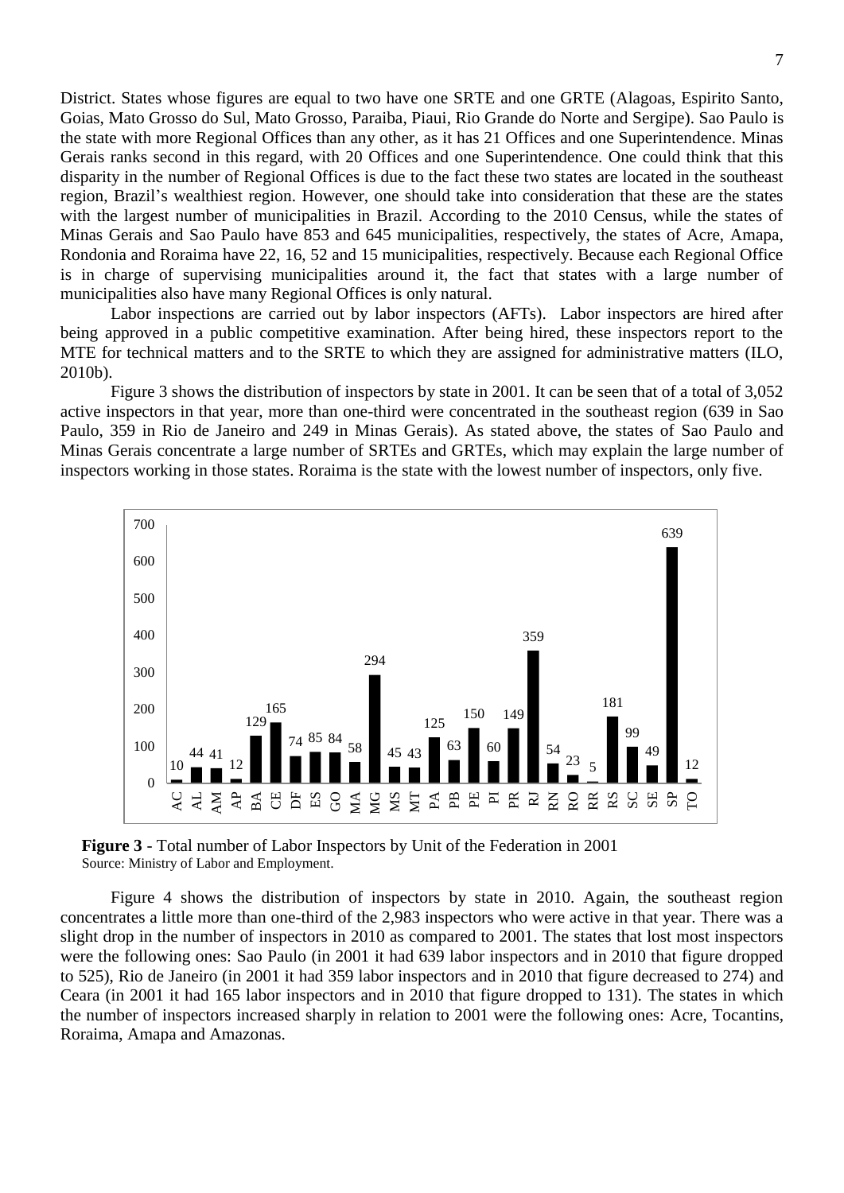District. States whose figures are equal to two have one SRTE and one GRTE (Alagoas, Espirito Santo, Goias, Mato Grosso do Sul, Mato Grosso, Paraiba, Piaui, Rio Grande do Norte and Sergipe). Sao Paulo is the state with more Regional Offices than any other, as it has 21 Offices and one Superintendence. Minas Gerais ranks second in this regard, with 20 Offices and one Superintendence. One could think that this disparity in the number of Regional Offices is due to the fact these two states are located in the southeast region, Brazil's wealthiest region. However, one should take into consideration that these are the states with the largest number of municipalities in Brazil. According to the 2010 Census, while the states of Minas Gerais and Sao Paulo have 853 and 645 municipalities, respectively, the states of Acre, Amapa, Rondonia and Roraima have 22, 16, 52 and 15 municipalities, respectively. Because each Regional Office is in charge of supervising municipalities around it, the fact that states with a large number of municipalities also have many Regional Offices is only natural.

Labor inspections are carried out by labor inspectors (AFTs). Labor inspectors are hired after being approved in a public competitive examination. After being hired, these inspectors report to the MTE for technical matters and to the SRTE to which they are assigned for administrative matters (ILO, 2010b).

Figure 3 shows the distribution of inspectors by state in 2001. It can be seen that of a total of 3,052 active inspectors in that year, more than one-third were concentrated in the southeast region (639 in Sao Paulo, 359 in Rio de Janeiro and 249 in Minas Gerais). As stated above, the states of Sao Paulo and Minas Gerais concentrate a large number of SRTEs and GRTEs, which may explain the large number of inspectors working in those states. Roraima is the state with the lowest number of inspectors, only five.

| AC | AL | AM | AP | BA | CE | DF | ES | GO | MA | MG | MS | MT | PA | PB | PE | PI | PR | RJ | RN | RO | RR | RS | SC | SE | SP | TO |
|---|---|---|---|---|---|---|---|---|---|---|---|---|---|---|---|---|---|---|---|---|---|---|---|---|---|---|
| 10 | 44 | 41 | 12 | 129 | 165 | 74 | 85 | 84 | 58 | 294 | 45 | 43 | 125 | 63 | 150 | 60 | 149 | 359 | 54 | 23 | 5 | 181 | 99 | 49 | 639 | 12 |

**Figure 3** - Total number of Labor Inspectors by Unit of the Federation in 2001
Source: Ministry of Labor and Employment.

Figure 4 shows the distribution of inspectors by state in 2010. Again, the southeast region concentrates a little more than one-third of the 2,983 inspectors who were active in that year. There was a slight drop in the number of inspectors in 2010 as compared to 2001. The states that lost most inspectors were the following ones: Sao Paulo (in 2001 it had 639 labor inspectors and in 2010 that figure dropped to 525), Rio de Janeiro (in 2001 it had 359 labor inspectors and in 2010 that figure decreased to 274) and Ceara (in 2001 it had 165 labor inspectors and in 2010 that figure dropped to 131). The states in which the number of inspectors increased sharply in relation to 2001 were the following ones: Acre, Tocantins, Roraima, Amapa and Amazonas.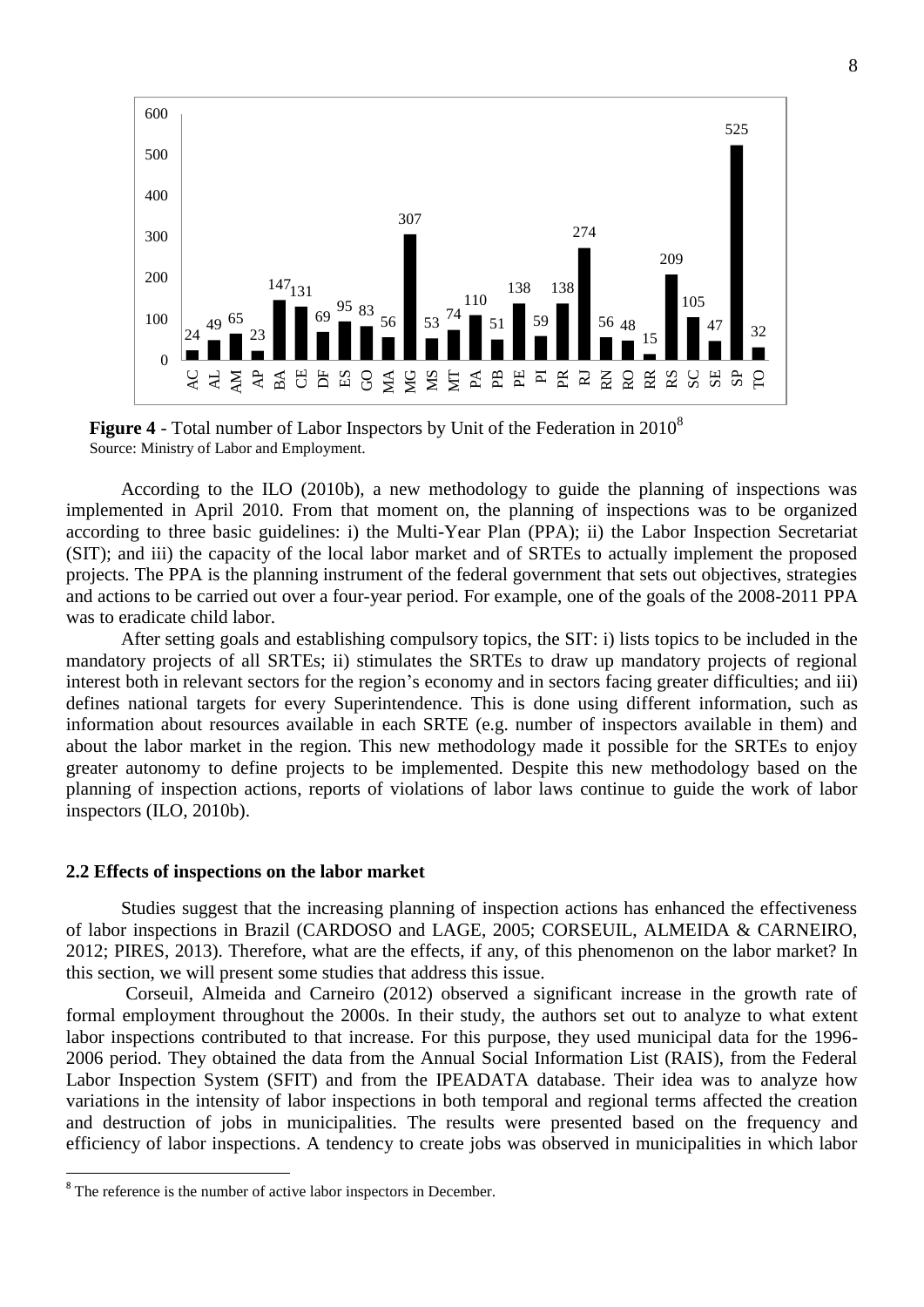| AC | AL | AM | AP | BA | CE | DF | ES | GO | MA | MG | MS | MT | PA | PB | PE | PI | PR | RJ | RN | RO | RR | RS | SC | SE | SP | TO |
|---|---|---|---|---|---|---|---|---|---|---|---|---|---|---|---|---|---|---|---|---|---|---|---|---|---|---|
| 24 | 49 | 65 | 23 | 147 | 131 | 69 | 95 | 83 | 56 | 307 | 53 | 74 | 110 | 51 | 138 | 59 | 138 | 274 | 56 | 48 | 15 | 209 | 105 | 47 | 525 | 32 |

**Figure 4** - Total number of Labor Inspectors by Unit of the Federation in 2010[8]
Source: Ministry of Labor and Employment.

According to the ILO (2010b), a new methodology to guide the planning of inspections was implemented in April 2010. From that moment on, the planning of inspections was to be organized according to three basic guidelines: i) the Multi-Year Plan (PPA); ii) the Labor Inspection Secretariat (SIT); and iii) the capacity of the local labor market and of SRTEs to actually implement the proposed projects. The PPA is the planning instrument of the federal government that sets out objectives, strategies and actions to be carried out over a four-year period. For example, one of the goals of the 2008-2011 PPA was to eradicate child labor.

After setting goals and establishing compulsory topics, the SIT: i) lists topics to be included in the mandatory projects of all SRTEs; ii) stimulates the SRTEs to draw up mandatory projects of regional interest both in relevant sectors for the region's economy and in sectors facing greater difficulties; and iii) defines national targets for every Superintendence. This is done using different information, such as information about resources available in each SRTE (e.g. number of inspectors available in them) and about the labor market in the region. This new methodology made it possible for the SRTEs to enjoy greater autonomy to define projects to be implemented. Despite this new methodology based on the planning of inspection actions, reports of violations of labor laws continue to guide the work of labor inspectors (ILO, 2010b).

### 2.2 Effects of inspections on the labor market

Studies suggest that the increasing planning of inspection actions has enhanced the effectiveness of labor inspections in Brazil (CARDOSO and LAGE, 2005; CORSEUIL, ALMEIDA & CARNEIRO, 2012; PIRES, 2013). Therefore, what are the effects, if any, of this phenomenon on the labor market? In this section, we will present some studies that address this issue.

Corseuil, Almeida and Carneiro (2012) observed a significant increase in the growth rate of formal employment throughout the 2000s. In their study, the authors set out to analyze to what extent labor inspections contributed to that increase. For this purpose, they used municipal data for the 1996-2006 period. They obtained the data from the Annual Social Information List (RAIS), from the Federal Labor Inspection System (SFIT) and from the IPEADATA database. Their idea was to analyze how variations in the intensity of labor inspections in both temporal and regional terms affected the creation and destruction of jobs in municipalities. The results were presented based on the frequency and efficiency of labor inspections. A tendency to create jobs was observed in municipalities in which labor

[8] The reference is the number of active labor inspectors in December.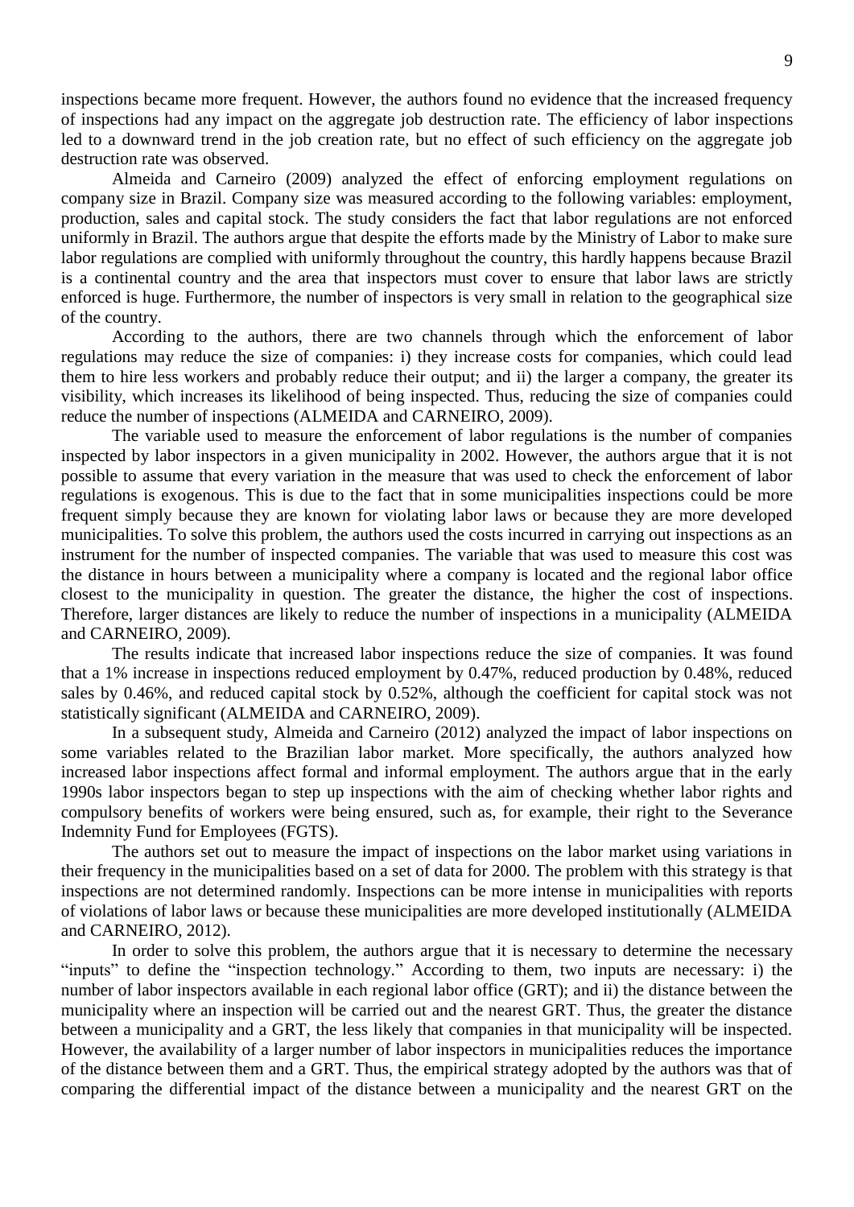inspections became more frequent. However, the authors found no evidence that the increased frequency of inspections had any impact on the aggregate job destruction rate. The efficiency of labor inspections led to a downward trend in the job creation rate, but no effect of such efficiency on the aggregate job destruction rate was observed.

Almeida and Carneiro (2009) analyzed the effect of enforcing employment regulations on company size in Brazil. Company size was measured according to the following variables: employment, production, sales and capital stock. The study considers the fact that labor regulations are not enforced uniformly in Brazil. The authors argue that despite the efforts made by the Ministry of Labor to make sure labor regulations are complied with uniformly throughout the country, this hardly happens because Brazil is a continental country and the area that inspectors must cover to ensure that labor laws are strictly enforced is huge. Furthermore, the number of inspectors is very small in relation to the geographical size of the country.

According to the authors, there are two channels through which the enforcement of labor regulations may reduce the size of companies: i) they increase costs for companies, which could lead them to hire less workers and probably reduce their output; and ii) the larger a company, the greater its visibility, which increases its likelihood of being inspected. Thus, reducing the size of companies could reduce the number of inspections (ALMEIDA and CARNEIRO, 2009).

The variable used to measure the enforcement of labor regulations is the number of companies inspected by labor inspectors in a given municipality in 2002. However, the authors argue that it is not possible to assume that every variation in the measure that was used to check the enforcement of labor regulations is exogenous. This is due to the fact that in some municipalities inspections could be more frequent simply because they are known for violating labor laws or because they are more developed municipalities. To solve this problem, the authors used the costs incurred in carrying out inspections as an instrument for the number of inspected companies. The variable that was used to measure this cost was the distance in hours between a municipality where a company is located and the regional labor office closest to the municipality in question. The greater the distance, the higher the cost of inspections. Therefore, larger distances are likely to reduce the number of inspections in a municipality (ALMEIDA and CARNEIRO, 2009).

The results indicate that increased labor inspections reduce the size of companies. It was found that a 1% increase in inspections reduced employment by 0.47%, reduced production by 0.48%, reduced sales by 0.46%, and reduced capital stock by 0.52%, although the coefficient for capital stock was not statistically significant (ALMEIDA and CARNEIRO, 2009).

In a subsequent study, Almeida and Carneiro (2012) analyzed the impact of labor inspections on some variables related to the Brazilian labor market. More specifically, the authors analyzed how increased labor inspections affect formal and informal employment. The authors argue that in the early 1990s labor inspectors began to step up inspections with the aim of checking whether labor rights and compulsory benefits of workers were being ensured, such as, for example, their right to the Severance Indemnity Fund for Employees (FGTS).

The authors set out to measure the impact of inspections on the labor market using variations in their frequency in the municipalities based on a set of data for 2000. The problem with this strategy is that inspections are not determined randomly. Inspections can be more intense in municipalities with reports of violations of labor laws or because these municipalities are more developed institutionally (ALMEIDA and CARNEIRO, 2012).

In order to solve this problem, the authors argue that it is necessary to determine the necessary "inputs" to define the "inspection technology." According to them, two inputs are necessary: i) the number of labor inspectors available in each regional labor office (GRT); and ii) the distance between the municipality where an inspection will be carried out and the nearest GRT. Thus, the greater the distance between a municipality and a GRT, the less likely that companies in that municipality will be inspected. However, the availability of a larger number of labor inspectors in municipalities reduces the importance of the distance between them and a GRT. Thus, the empirical strategy adopted by the authors was that of comparing the differential impact of the distance between a municipality and the nearest GRT on the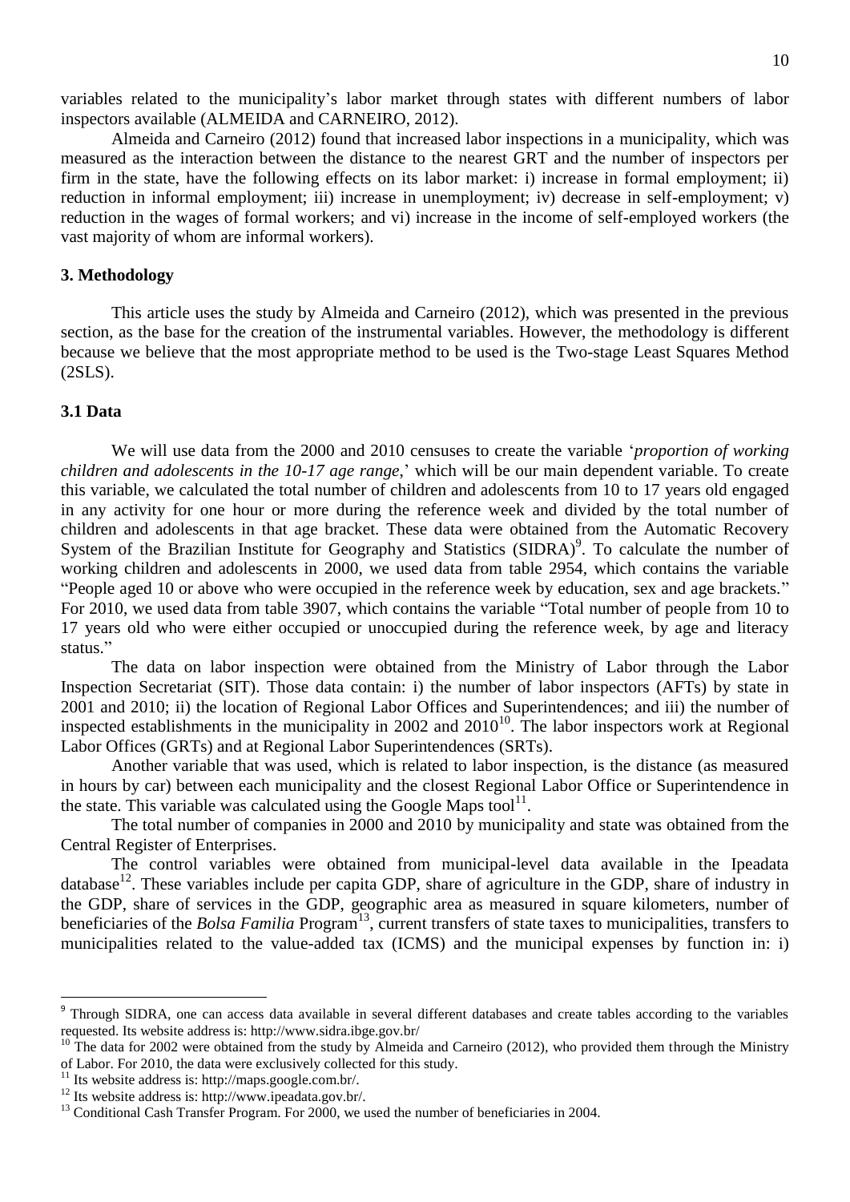variables related to the municipality's labor market through states with different numbers of labor inspectors available (ALMEIDA and CARNEIRO, 2012).

Almeida and Carneiro (2012) found that increased labor inspections in a municipality, which was measured as the interaction between the distance to the nearest GRT and the number of inspectors per firm in the state, have the following effects on its labor market: i) increase in formal employment; ii) reduction in informal employment; iii) increase in unemployment; iv) decrease in self-employment; v) reduction in the wages of formal workers; and vi) increase in the income of self-employed workers (the vast majority of whom are informal workers).

## 3. Methodology

This article uses the study by Almeida and Carneiro (2012), which was presented in the previous section, as the base for the creation of the instrumental variables. However, the methodology is different because we believe that the most appropriate method to be used is the Two-stage Least Squares Method (2SLS).

### 3.1 Data

We will use data from the 2000 and 2010 censuses to create the variable '*proportion of working children and adolescents in the 10-17 age range*,' which will be our main dependent variable. To create this variable, we calculated the total number of children and adolescents from 10 to 17 years old engaged in any activity for one hour or more during the reference week and divided by the total number of children and adolescents in that age bracket. These data were obtained from the Automatic Recovery System of the Brazilian Institute for Geography and Statistics (SIDRA)[9]. To calculate the number of working children and adolescents in 2000, we used data from table 2954, which contains the variable "People aged 10 or above who were occupied in the reference week by education, sex and age brackets." For 2010, we used data from table 3907, which contains the variable "Total number of people from 10 to 17 years old who were either occupied or unoccupied during the reference week, by age and literacy status."

The data on labor inspection were obtained from the Ministry of Labor through the Labor Inspection Secretariat (SIT). Those data contain: i) the number of labor inspectors (AFTs) by state in 2001 and 2010; ii) the location of Regional Labor Offices and Superintendences; and iii) the number of inspected establishments in the municipality in 2002 and 2010[10]. The labor inspectors work at Regional Labor Offices (GRTs) and at Regional Labor Superintendences (SRTs).

Another variable that was used, which is related to labor inspection, is the distance (as measured in hours by car) between each municipality and the closest Regional Labor Office or Superintendence in the state. This variable was calculated using the Google Maps tool[11].

The total number of companies in 2000 and 2010 by municipality and state was obtained from the Central Register of Enterprises.

The control variables were obtained from municipal-level data available in the Ipeadata database[12]. These variables include per capita GDP, share of agriculture in the GDP, share of industry in the GDP, share of services in the GDP, geographic area as measured in square kilometers, number of beneficiaries of the *Bolsa Familia* Program[13], current transfers of state taxes to municipalities, transfers to municipalities related to the value-added tax (ICMS) and the municipal expenses by function in: i)

---

[9] Through SIDRA, one can access data available in several different databases and create tables according to the variables requested. Its website address is: http://www.sidra.ibge.gov.br/

[10] The data for 2002 were obtained from the study by Almeida and Carneiro (2012), who provided them through the Ministry of Labor. For 2010, the data were exclusively collected for this study.

[11] Its website address is: http://maps.google.com.br/.

[12] Its website address is: http://www.ipeadata.gov.br/.

[13] Conditional Cash Transfer Program. For 2000, we used the number of beneficiaries in 2004.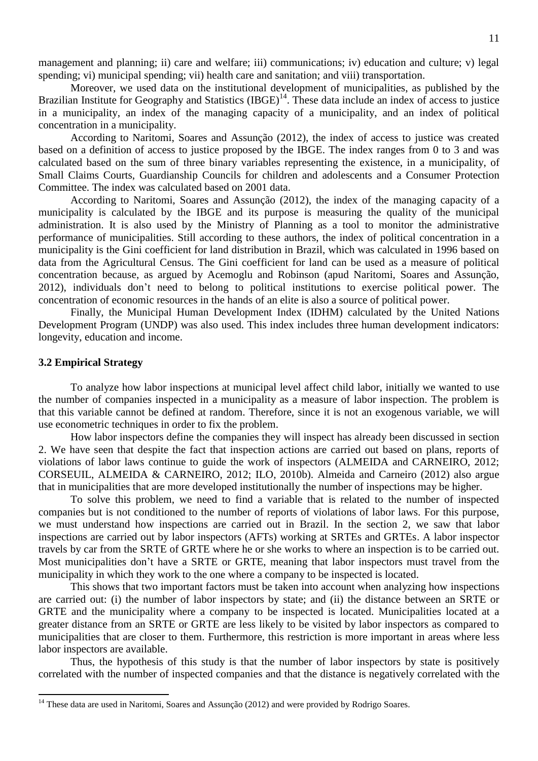management and planning; ii) care and welfare; iii) communications; iv) education and culture; v) legal spending; vi) municipal spending; vii) health care and sanitation; and viii) transportation.

Moreover, we used data on the institutional development of municipalities, as published by the Brazilian Institute for Geography and Statistics (IBGE)[14]. These data include an index of access to justice in a municipality, an index of the managing capacity of a municipality, and an index of political concentration in a municipality.

According to Naritomi, Soares and Assunção (2012), the index of access to justice was created based on a definition of access to justice proposed by the IBGE. The index ranges from 0 to 3 and was calculated based on the sum of three binary variables representing the existence, in a municipality, of Small Claims Courts, Guardianship Councils for children and adolescents and a Consumer Protection Committee. The index was calculated based on 2001 data.

According to Naritomi, Soares and Assunção (2012), the index of the managing capacity of a municipality is calculated by the IBGE and its purpose is measuring the quality of the municipal administration. It is also used by the Ministry of Planning as a tool to monitor the administrative performance of municipalities. Still according to these authors, the index of political concentration in a municipality is the Gini coefficient for land distribution in Brazil, which was calculated in 1996 based on data from the Agricultural Census. The Gini coefficient for land can be used as a measure of political concentration because, as argued by Acemoglu and Robinson (apud Naritomi, Soares and Assunção, 2012), individuals don't need to belong to political institutions to exercise political power. The concentration of economic resources in the hands of an elite is also a source of political power.

Finally, the Municipal Human Development Index (IDHM) calculated by the United Nations Development Program (UNDP) was also used. This index includes three human development indicators: longevity, education and income.

### 3.2 Empirical Strategy

To analyze how labor inspections at municipal level affect child labor, initially we wanted to use the number of companies inspected in a municipality as a measure of labor inspection. The problem is that this variable cannot be defined at random. Therefore, since it is not an exogenous variable, we will use econometric techniques in order to fix the problem.

How labor inspectors define the companies they will inspect has already been discussed in section 2. We have seen that despite the fact that inspection actions are carried out based on plans, reports of violations of labor laws continue to guide the work of inspectors (ALMEIDA and CARNEIRO, 2012; CORSEUIL, ALMEIDA & CARNEIRO, 2012; ILO, 2010b). Almeida and Carneiro (2012) also argue that in municipalities that are more developed institutionally the number of inspections may be higher.

To solve this problem, we need to find a variable that is related to the number of inspected companies but is not conditioned to the number of reports of violations of labor laws. For this purpose, we must understand how inspections are carried out in Brazil. In the section 2, we saw that labor inspections are carried out by labor inspectors (AFTs) working at SRTEs and GRTEs. A labor inspector travels by car from the SRTE of GRTE where he or she works to where an inspection is to be carried out. Most municipalities don't have a SRTE or GRTE, meaning that labor inspectors must travel from the municipality in which they work to the one where a company to be inspected is located.

This shows that two important factors must be taken into account when analyzing how inspections are carried out: (i) the number of labor inspectors by state; and (ii) the distance between an SRTE or GRTE and the municipality where a company to be inspected is located. Municipalities located at a greater distance from an SRTE or GRTE are less likely to be visited by labor inspectors as compared to municipalities that are closer to them. Furthermore, this restriction is more important in areas where less labor inspectors are available.

Thus, the hypothesis of this study is that the number of labor inspectors by state is positively correlated with the number of inspected companies and that the distance is negatively correlated with the

---

[14] These data are used in Naritomi, Soares and Assunção (2012) and were provided by Rodrigo Soares.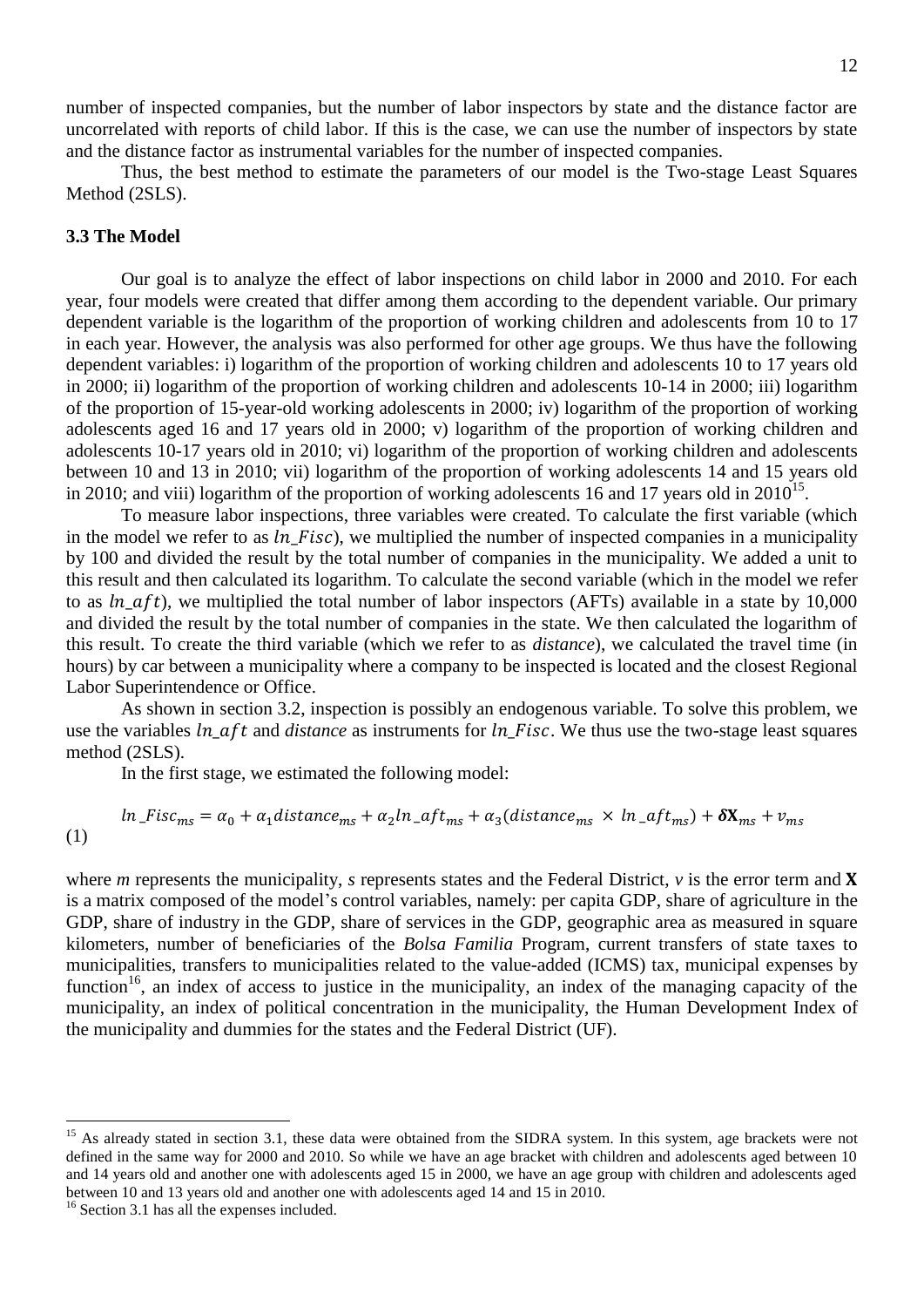number of inspected companies, but the number of labor inspectors by state and the distance factor are uncorrelated with reports of child labor. If this is the case, we can use the number of inspectors by state and the distance factor as instrumental variables for the number of inspected companies.

Thus, the best method to estimate the parameters of our model is the Two-stage Least Squares Method (2SLS).

### 3.3 The Model

Our goal is to analyze the effect of labor inspections on child labor in 2000 and 2010. For each year, four models were created that differ among them according to the dependent variable. Our primary dependent variable is the logarithm of the proportion of working children and adolescents from 10 to 17 in each year. However, the analysis was also performed for other age groups. We thus have the following dependent variables: i) logarithm of the proportion of working children and adolescents 10 to 17 years old in 2000; ii) logarithm of the proportion of working children and adolescents 10-14 in 2000; iii) logarithm of the proportion of 15-year-old working adolescents in 2000; iv) logarithm of the proportion of working adolescents aged 16 and 17 years old in 2000; v) logarithm of the proportion of working children and adolescents 10-17 years old in 2010; vi) logarithm of the proportion of working children and adolescents between 10 and 13 in 2010; vii) logarithm of the proportion of working adolescents 14 and 15 years old in 2010; and viii) logarithm of the proportion of working adolescents 16 and 17 years old in 2010[15].

To measure labor inspections, three variables were created. To calculate the first variable (which in the model we refer to as $ln\_Fisc$), we multiplied the number of inspected companies in a municipality by 100 and divided the result by the total number of companies in the municipality. We added a unit to this result and then calculated its logarithm. To calculate the second variable (which in the model we refer to as $ln\_aft$), we multiplied the total number of labor inspectors (AFTs) available in a state by 10,000 and divided the result by the total number of companies in the state. We then calculated the logarithm of this result. To create the third variable (which we refer to as *distance*), we calculated the travel time (in hours) by car between a municipality where a company to be inspected is located and the closest Regional Labor Superintendence or Office.

As shown in section 3.2, inspection is possibly an endogenous variable. To solve this problem, we use the variables $ln\_aft$ and *distance* as instruments for $ln\_Fisc$. We thus use the two-stage least squares method (2SLS).

In the first stage, we estimated the following model:

$$ln\_Fisc_{ms} = \alpha_0 + \alpha_1 distance_{ms} + \alpha_2 ln\_aft_{ms} + \alpha_3 (distance_{ms} \times ln\_aft_{ms}) + \boldsymbol{\delta}\mathbf{X}_{ms} + v_{ms} \quad (1)$$

where *m* represents the municipality, *s* represents states and the Federal District, *v* is the error term and **X** is a matrix composed of the model's control variables, namely: per capita GDP, share of agriculture in the GDP, share of industry in the GDP, share of services in the GDP, geographic area as measured in square kilometers, number of beneficiaries of the *Bolsa Familia* Program, current transfers of state taxes to municipalities, transfers to municipalities related to the value-added (ICMS) tax, municipal expenses by function[16], an index of access to justice in the municipality, an index of the managing capacity of the municipality, an index of political concentration in the municipality, the Human Development Index of the municipality and dummies for the states and the Federal District (UF).

---

[15] As already stated in section 3.1, these data were obtained from the SIDRA system. In this system, age brackets were not defined in the same way for 2000 and 2010. So while we have an age bracket with children and adolescents aged between 10 and 14 years old and another one with adolescents aged 15 in 2000, we have an age group with children and adolescents aged between 10 and 13 years old and another one with adolescents aged 14 and 15 in 2010.

[16] Section 3.1 has all the expenses included.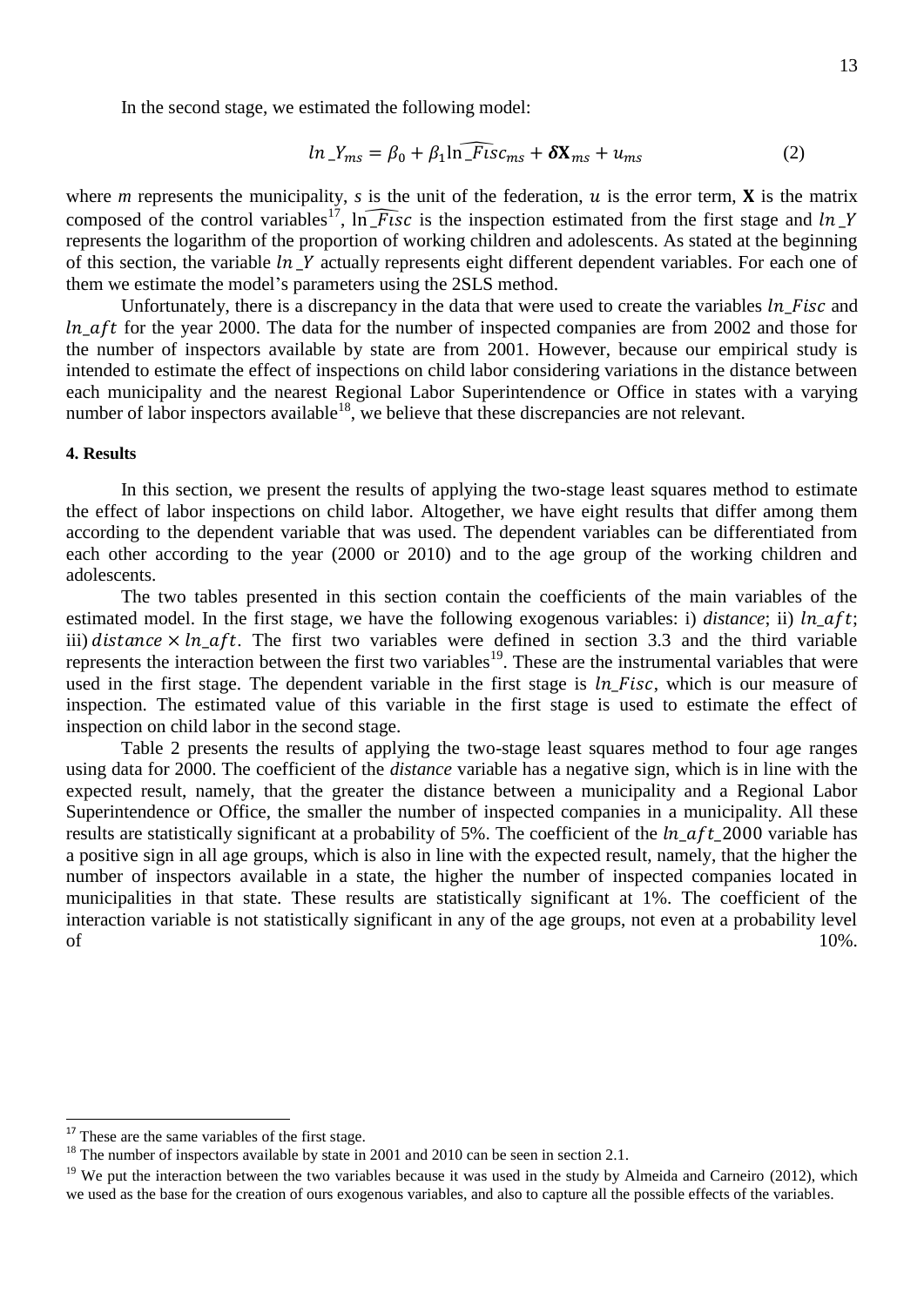In the second stage, we estimated the following model:

$$ln\_Y_{ms} = \beta_0 + \beta_1 \widehat{\ln\_Fisc}_{ms} + \boldsymbol{\delta}\mathbf{X}_{ms} + u_{ms} \tag{2}$$

where *m* represents the municipality, *s* is the unit of the federation, $u$ is the error term, **X** is the matrix composed of the control variables[17], $\widehat{\ln\_Fisc}$ is the inspection estimated from the first stage and $ln\_Y$ represents the logarithm of the proportion of working children and adolescents. As stated at the beginning of this section, the variable $ln\_Y$ actually represents eight different dependent variables. For each one of them we estimate the model's parameters using the 2SLS method.

Unfortunately, there is a discrepancy in the data that were used to create the variables $ln\_Fisc$ and $ln\_aft$ for the year 2000. The data for the number of inspected companies are from 2002 and those for the number of inspectors available by state are from 2001. However, because our empirical study is intended to estimate the effect of inspections on child labor considering variations in the distance between each municipality and the nearest Regional Labor Superintendence or Office in states with a varying number of labor inspectors available[18], we believe that these discrepancies are not relevant.

#### 4. Results

In this section, we present the results of applying the two-stage least squares method to estimate the effect of labor inspections on child labor. Altogether, we have eight results that differ among them according to the dependent variable that was used. The dependent variables can be differentiated from each other according to the year (2000 or 2010) and to the age group of the working children and adolescents.

The two tables presented in this section contain the coefficients of the main variables of the estimated model. In the first stage, we have the following exogenous variables: i) *distance*; ii) $ln\_aft$; iii) $distance \times ln\_aft$. The first two variables were defined in section 3.3 and the third variable represents the interaction between the first two variables[19]. These are the instrumental variables that were used in the first stage. The dependent variable in the first stage is $ln\_Fisc$, which is our measure of inspection. The estimated value of this variable in the first stage is used to estimate the effect of inspection on child labor in the second stage.

Table 2 presents the results of applying the two-stage least squares method to four age ranges using data for 2000. The coefficient of the *distance* variable has a negative sign, which is in line with the expected result, namely, that the greater the distance between a municipality and a Regional Labor Superintendence or Office, the smaller the number of inspected companies in a municipality. All these results are statistically significant at a probability of 5%. The coefficient of the $ln\_aft\_2000$ variable has a positive sign in all age groups, which is also in line with the expected result, namely, that the higher the number of inspectors available in a state, the higher the number of inspected companies located in municipalities in that state. These results are statistically significant at 1%. The coefficient of the interaction variable is not statistically significant in any of the age groups, not even at a probability level of 10%.

---

[17] These are the same variables of the first stage.

[18] The number of inspectors available by state in 2001 and 2010 can be seen in section 2.1.

[19] We put the interaction between the two variables because it was used in the study by Almeida and Carneiro (2012), which we used as the base for the creation of ours exogenous variables, and also to capture all the possible effects of the variables.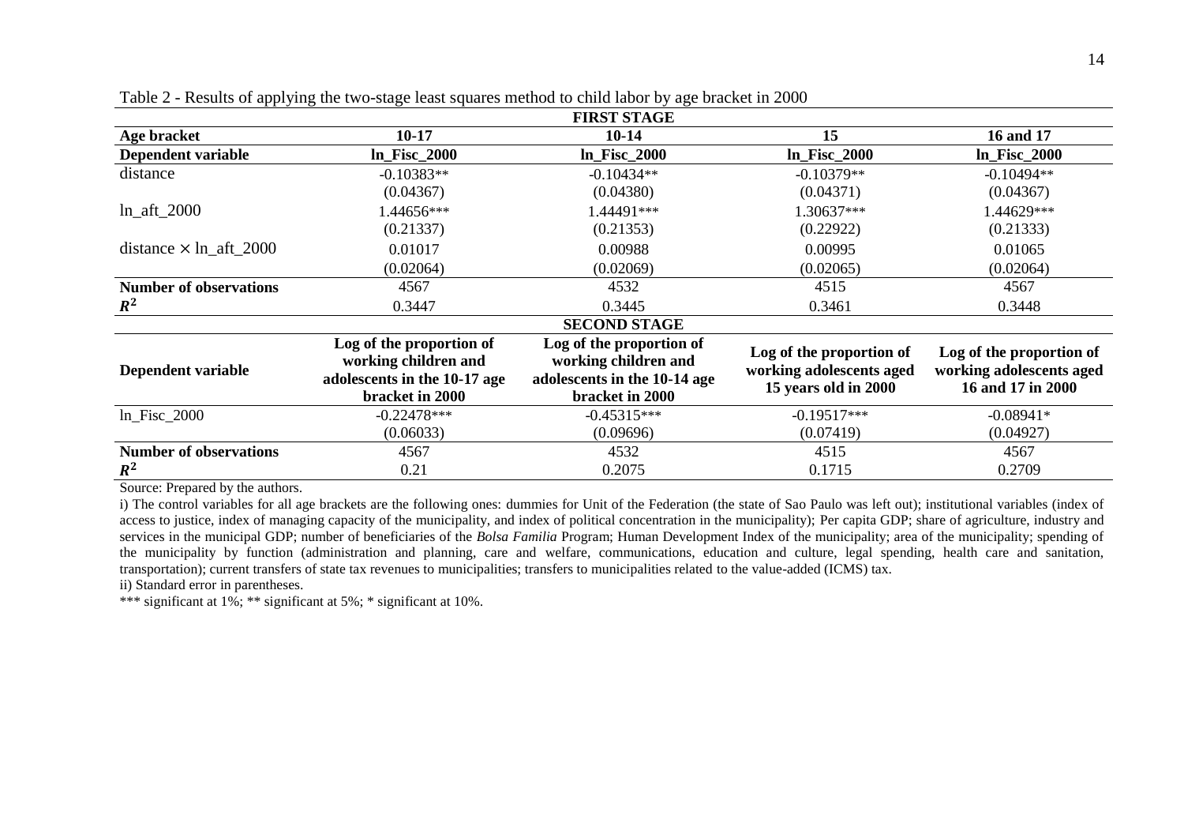Table 2 - Results of applying the two-stage least squares method to child labor by age bracket in 2000

| **FIRST STAGE** | | | | |
|---|---|---|---|---|
| **Age bracket** | **10-17** | **10-14** | **15** | **16 and 17** |
| **Dependent variable** | **ln_Fisc_2000** | **ln_Fisc_2000** | **ln_Fisc_2000** | **ln_Fisc_2000** |
| distance | -0.10383** | -0.10434** | -0.10379** | -0.10494** |
| | (0.04367) | (0.04380) | (0.04371) | (0.04367) |
| ln_aft_2000 | 1.44656*** | 1.44491*** | 1.30637*** | 1.44629*** |
| | (0.21337) | (0.21353) | (0.22922) | (0.21333) |
| distance $\times$ ln_aft_2000 | 0.01017 | 0.00988 | 0.00995 | 0.01065 |
| | (0.02064) | (0.02069) | (0.02065) | (0.02064) |
| **Number of observations** | 4567 | 4532 | 4515 | 4567 |
| $R^2$ | 0.3447 | 0.3445 | 0.3461 | 0.3448 |
| **SECOND STAGE** | | | | |
| **Dependent variable** | **Log of the proportion of working children and adolescents in the 10-17 age bracket in 2000** | **Log of the proportion of working children and adolescents in the 10-14 age bracket in 2000** | **Log of the proportion of working adolescents aged 15 years old in 2000** | **Log of the proportion of working adolescents aged 16 and 17 in 2000** |
| ln_Fisc_2000 | -0.22478*** | -0.45315*** | -0.19517*** | -0.08941* |
| | (0.06033) | (0.09696) | (0.07419) | (0.04927) |
| **Number of observations** | 4567 | 4532 | 4515 | 4567 |
| $R^2$ | 0.21 | 0.2075 | 0.1715 | 0.2709 |

Source: Prepared by the authors.

i) The control variables for all age brackets are the following ones: dummies for Unit of the Federation (the state of Sao Paulo was left out); institutional variables (index of access to justice, index of managing capacity of the municipality, and index of political concentration in the municipality); Per capita GDP; share of agriculture, industry and services in the municipal GDP; number of beneficiaries of the *Bolsa Familia* Program; Human Development Index of the municipality; area of the municipality; spending of the municipality by function (administration and planning, care and welfare, communications, education and culture, legal spending, health care and sanitation, transportation); current transfers of state tax revenues to municipalities; transfers to municipalities related to the value-added (ICMS) tax.

ii) Standard error in parentheses.

*** significant at 1%; ** significant at 5%; * significant at 10%.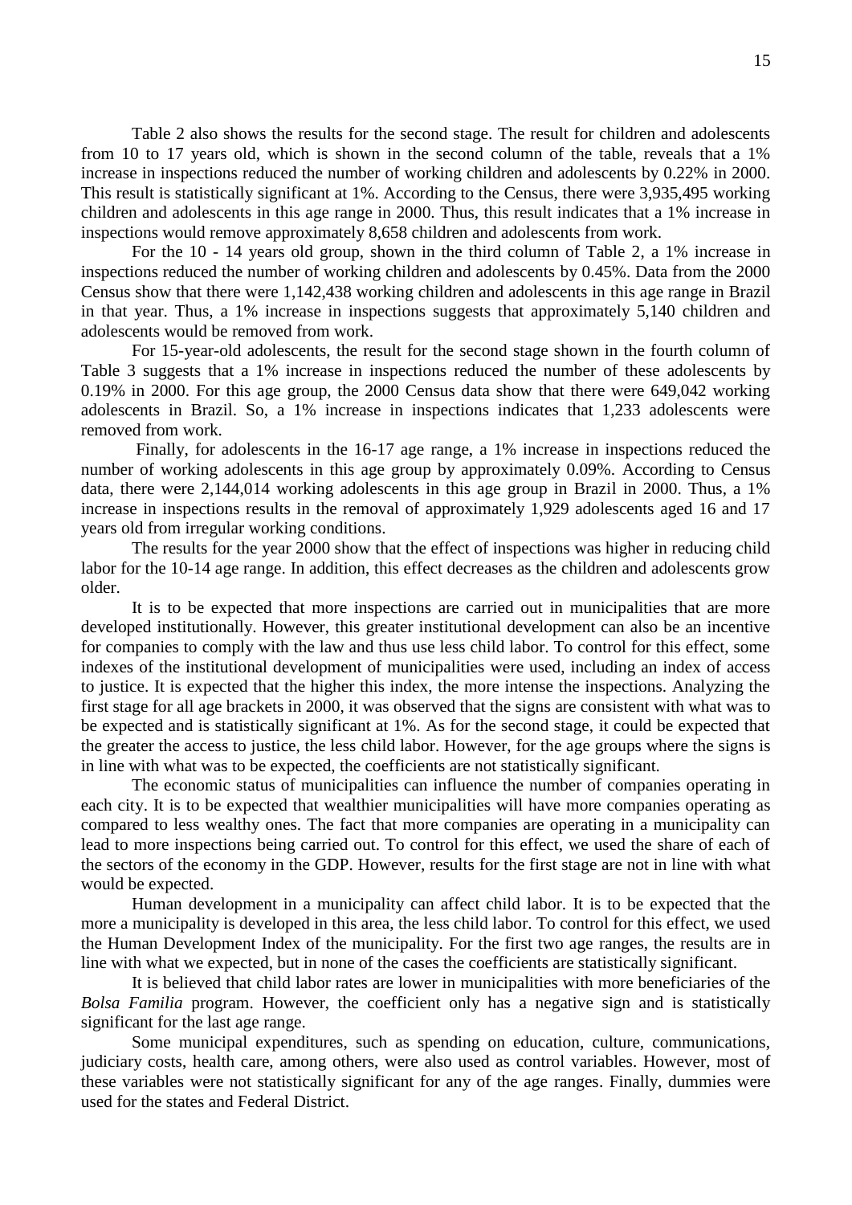Table 2 also shows the results for the second stage. The result for children and adolescents from 10 to 17 years old, which is shown in the second column of the table, reveals that a 1% increase in inspections reduced the number of working children and adolescents by 0.22% in 2000. This result is statistically significant at 1%. According to the Census, there were 3,935,495 working children and adolescents in this age range in 2000. Thus, this result indicates that a 1% increase in inspections would remove approximately 8,658 children and adolescents from work.

For the 10 - 14 years old group, shown in the third column of Table 2, a 1% increase in inspections reduced the number of working children and adolescents by 0.45%. Data from the 2000 Census show that there were 1,142,438 working children and adolescents in this age range in Brazil in that year. Thus, a 1% increase in inspections suggests that approximately 5,140 children and adolescents would be removed from work.

For 15-year-old adolescents, the result for the second stage shown in the fourth column of Table 3 suggests that a 1% increase in inspections reduced the number of these adolescents by 0.19% in 2000. For this age group, the 2000 Census data show that there were 649,042 working adolescents in Brazil. So, a 1% increase in inspections indicates that 1,233 adolescents were removed from work.

Finally, for adolescents in the 16-17 age range, a 1% increase in inspections reduced the number of working adolescents in this age group by approximately 0.09%. According to Census data, there were 2,144,014 working adolescents in this age group in Brazil in 2000. Thus, a 1% increase in inspections results in the removal of approximately 1,929 adolescents aged 16 and 17 years old from irregular working conditions.

The results for the year 2000 show that the effect of inspections was higher in reducing child labor for the 10-14 age range. In addition, this effect decreases as the children and adolescents grow older.

It is to be expected that more inspections are carried out in municipalities that are more developed institutionally. However, this greater institutional development can also be an incentive for companies to comply with the law and thus use less child labor. To control for this effect, some indexes of the institutional development of municipalities were used, including an index of access to justice. It is expected that the higher this index, the more intense the inspections. Analyzing the first stage for all age brackets in 2000, it was observed that the signs are consistent with what was to be expected and is statistically significant at 1%. As for the second stage, it could be expected that the greater the access to justice, the less child labor. However, for the age groups where the signs is in line with what was to be expected, the coefficients are not statistically significant.

The economic status of municipalities can influence the number of companies operating in each city. It is to be expected that wealthier municipalities will have more companies operating as compared to less wealthy ones. The fact that more companies are operating in a municipality can lead to more inspections being carried out. To control for this effect, we used the share of each of the sectors of the economy in the GDP. However, results for the first stage are not in line with what would be expected.

Human development in a municipality can affect child labor. It is to be expected that the more a municipality is developed in this area, the less child labor. To control for this effect, we used the Human Development Index of the municipality. For the first two age ranges, the results are in line with what we expected, but in none of the cases the coefficients are statistically significant.

It is believed that child labor rates are lower in municipalities with more beneficiaries of the *Bolsa Familia* program. However, the coefficient only has a negative sign and is statistically significant for the last age range.

Some municipal expenditures, such as spending on education, culture, communications, judiciary costs, health care, among others, were also used as control variables. However, most of these variables were not statistically significant for any of the age ranges. Finally, dummies were used for the states and Federal District.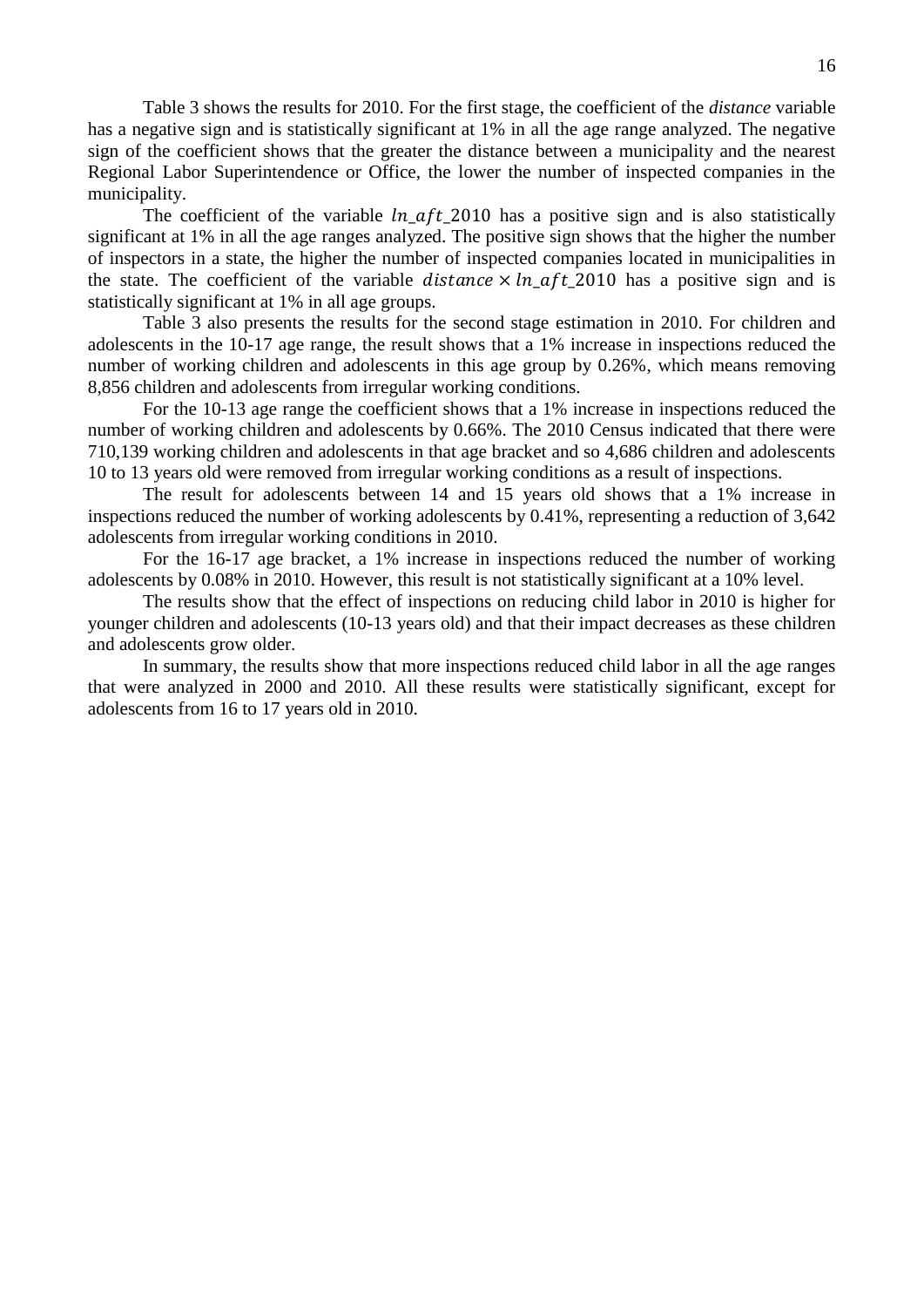Table 3 shows the results for 2010. For the first stage, the coefficient of the *distance* variable has a negative sign and is statistically significant at 1% in all the age range analyzed. The negative sign of the coefficient shows that the greater the distance between a municipality and the nearest Regional Labor Superintendence or Office, the lower the number of inspected companies in the municipality.

The coefficient of the variable $ln\_aft\_2010$ has a positive sign and is also statistically significant at 1% in all the age ranges analyzed. The positive sign shows that the higher the number of inspectors in a state, the higher the number of inspected companies located in municipalities in the state. The coefficient of the variable $distance \times ln\_aft\_2010$ has a positive sign and is statistically significant at 1% in all age groups.

Table 3 also presents the results for the second stage estimation in 2010. For children and adolescents in the 10-17 age range, the result shows that a 1% increase in inspections reduced the number of working children and adolescents in this age group by 0.26%, which means removing 8,856 children and adolescents from irregular working conditions.

For the 10-13 age range the coefficient shows that a 1% increase in inspections reduced the number of working children and adolescents by 0.66%. The 2010 Census indicated that there were 710,139 working children and adolescents in that age bracket and so 4,686 children and adolescents 10 to 13 years old were removed from irregular working conditions as a result of inspections.

The result for adolescents between 14 and 15 years old shows that a 1% increase in inspections reduced the number of working adolescents by 0.41%, representing a reduction of 3,642 adolescents from irregular working conditions in 2010.

For the 16-17 age bracket, a 1% increase in inspections reduced the number of working adolescents by 0.08% in 2010. However, this result is not statistically significant at a 10% level.

The results show that the effect of inspections on reducing child labor in 2010 is higher for younger children and adolescents (10-13 years old) and that their impact decreases as these children and adolescents grow older.

In summary, the results show that more inspections reduced child labor in all the age ranges that were analyzed in 2000 and 2010. All these results were statistically significant, except for adolescents from 16 to 17 years old in 2010.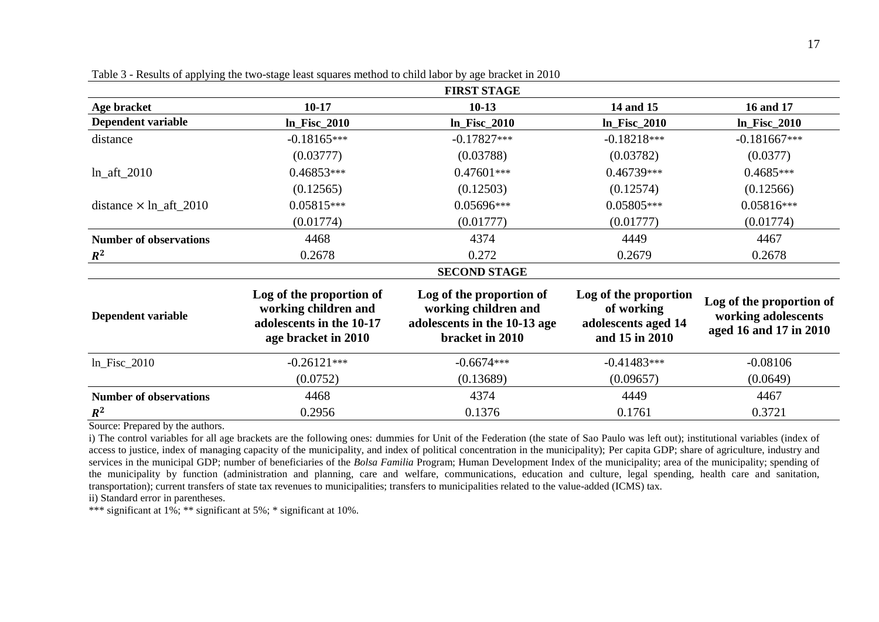Table 3 - Results of applying the two-stage least squares method to child labor by age bracket in 2010

| **FIRST STAGE** | | | | |
|---|---|---|---|---|
| **Age bracket** | **10-17** | **10-13** | **14 and 15** | **16 and 17** |
| **Dependent variable** | **ln_Fisc_2010** | **ln_Fisc_2010** | **ln_Fisc_2010** | **ln_Fisc_2010** |
| distance | -0.18165*** | -0.17827*** | -0.18218*** | -0.181667*** |
| | (0.03777) | (0.03788) | (0.03782) | (0.0377) |
| ln_aft_2010 | 0.46853*** | 0.47601*** | 0.46739*** | 0.4685*** |
| | (0.12565) | (0.12503) | (0.12574) | (0.12566) |
| distance $\times$ ln_aft_2010 | 0.05815*** | 0.05696*** | 0.05805*** | 0.05816*** |
| | (0.01774) | (0.01777) | (0.01777) | (0.01774) |
| **Number of observations** | 4468 | 4374 | 4449 | 4467 |
| $R^2$ | 0.2678 | 0.272 | 0.2679 | 0.2678 |
| **SECOND STAGE** | | | | |
| **Dependent variable** | **Log of the proportion of working children and adolescents in the 10-17 age bracket in 2010** | **Log of the proportion of working children and adolescents in the 10-13 age bracket in 2010** | **Log of the proportion of working adolescents aged 14 and 15 in 2010** | **Log of the proportion of working adolescents aged 16 and 17 in 2010** |
| ln_Fisc_2010 | -0.26121*** | -0.6674*** | -0.41483*** | -0.08106 |
| | (0.0752) | (0.13689) | (0.09657) | (0.0649) |
| **Number of observations** | 4468 | 4374 | 4449 | 4467 |
| $R^2$ | 0.2956 | 0.1376 | 0.1761 | 0.3721 |

Source: Prepared by the authors.

i) The control variables for all age brackets are the following ones: dummies for Unit of the Federation (the state of Sao Paulo was left out); institutional variables (index of access to justice, index of managing capacity of the municipality, and index of political concentration in the municipality); Per capita GDP; share of agriculture, industry and services in the municipal GDP; number of beneficiaries of the *Bolsa Familia* Program; Human Development Index of the municipality; area of the municipality; spending of the municipality by function (administration and planning, care and welfare, communications, education and culture, legal spending, health care and sanitation, transportation); current transfers of state tax revenues to municipalities; transfers to municipalities related to the value-added (ICMS) tax.

ii) Standard error in parentheses.

*** significant at 1%; ** significant at 5%; * significant at 10%.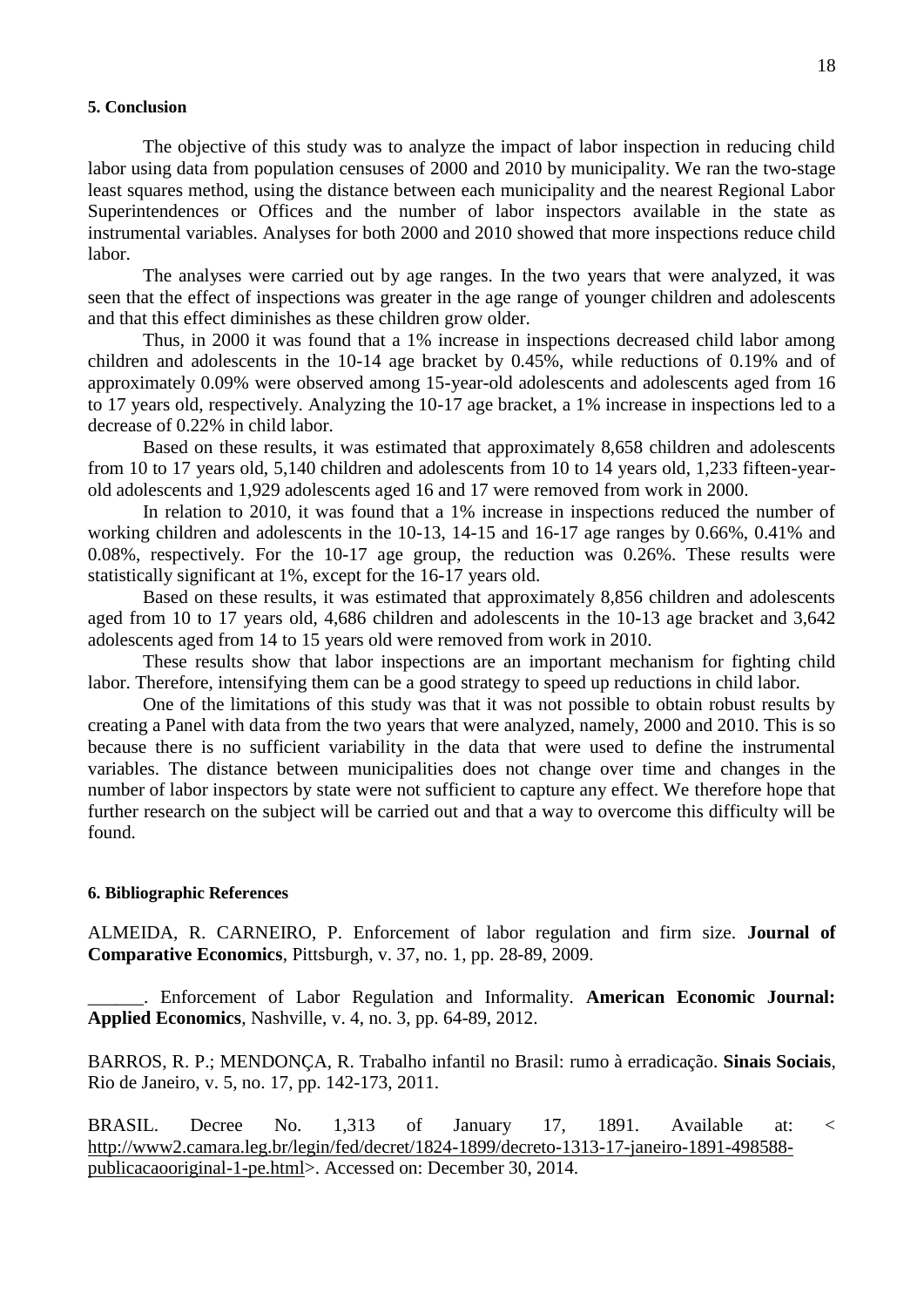## 5. Conclusion

The objective of this study was to analyze the impact of labor inspection in reducing child labor using data from population censuses of 2000 and 2010 by municipality. We ran the two-stage least squares method, using the distance between each municipality and the nearest Regional Labor Superintendences or Offices and the number of labor inspectors available in the state as instrumental variables. Analyses for both 2000 and 2010 showed that more inspections reduce child labor.

The analyses were carried out by age ranges. In the two years that were analyzed, it was seen that the effect of inspections was greater in the age range of younger children and adolescents and that this effect diminishes as these children grow older.

Thus, in 2000 it was found that a 1% increase in inspections decreased child labor among children and adolescents in the 10-14 age bracket by 0.45%, while reductions of 0.19% and of approximately 0.09% were observed among 15-year-old adolescents and adolescents aged from 16 to 17 years old, respectively. Analyzing the 10-17 age bracket, a 1% increase in inspections led to a decrease of 0.22% in child labor.

Based on these results, it was estimated that approximately 8,658 children and adolescents from 10 to 17 years old, 5,140 children and adolescents from 10 to 14 years old, 1,233 fifteen-year-old adolescents and 1,929 adolescents aged 16 and 17 were removed from work in 2000.

In relation to 2010, it was found that a 1% increase in inspections reduced the number of working children and adolescents in the 10-13, 14-15 and 16-17 age ranges by 0.66%, 0.41% and 0.08%, respectively. For the 10-17 age group, the reduction was 0.26%. These results were statistically significant at 1%, except for the 16-17 years old.

Based on these results, it was estimated that approximately 8,856 children and adolescents aged from 10 to 17 years old, 4,686 children and adolescents in the 10-13 age bracket and 3,642 adolescents aged from 14 to 15 years old were removed from work in 2010.

These results show that labor inspections are an important mechanism for fighting child labor. Therefore, intensifying them can be a good strategy to speed up reductions in child labor.

One of the limitations of this study was that it was not possible to obtain robust results by creating a Panel with data from the two years that were analyzed, namely, 2000 and 2010. This is so because there is no sufficient variability in the data that were used to define the instrumental variables. The distance between municipalities does not change over time and changes in the number of labor inspectors by state were not sufficient to capture any effect. We therefore hope that further research on the subject will be carried out and that a way to overcome this difficulty will be found.

## 6. Bibliographic References

ALMEIDA, R. CARNEIRO, P. Enforcement of labor regulation and firm size. **Journal of Comparative Economics**, Pittsburgh, v. 37, no. 1, pp. 28-89, 2009.

______. Enforcement of Labor Regulation and Informality. **American Economic Journal: Applied Economics**, Nashville, v. 4, no. 3, pp. 64-89, 2012.

BARROS, R. P.; MENDONÇA, R. Trabalho infantil no Brasil: rumo à erradicação. **Sinais Sociais**, Rio de Janeiro, v. 5, no. 17, pp. 142-173, 2011.

BRASIL. Decree No. 1,313 of January 17, 1891. Available at: < http://www2.camara.leg.br/legin/fed/decret/1824-1899/decreto-1313-17-janeiro-1891-498588-publicacaooriginal-1-pe.html>. Accessed on: December 30, 2014.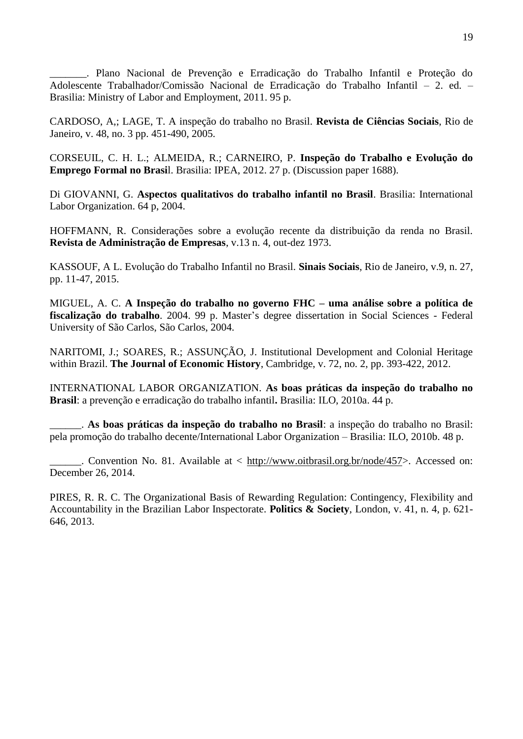_______. Plano Nacional de Prevenção e Erradicação do Trabalho Infantil e Proteção do Adolescente Trabalhador/Comissão Nacional de Erradicação do Trabalho Infantil – 2. ed. – Brasilia: Ministry of Labor and Employment, 2011. 95 p.

CARDOSO, A,; LAGE, T. A inspeção do trabalho no Brasil. **Revista de Ciências Sociais**, Rio de Janeiro, v. 48, no. 3 pp. 451-490, 2005.

CORSEUIL, C. H. L.; ALMEIDA, R.; CARNEIRO, P. **Inspeção do Trabalho e Evolução do Emprego Formal no Brasi**l. Brasilia: IPEA, 2012. 27 p. (Discussion paper 1688).

Di GIOVANNI, G. **Aspectos qualitativos do trabalho infantil no Brasil**. Brasilia: International Labor Organization. 64 p, 2004.

HOFFMANN, R. Considerações sobre a evolução recente da distribuição da renda no Brasil. **Revista de Administração de Empresas**, v.13 n. 4, out-dez 1973.

KASSOUF, A L. Evolução do Trabalho Infantil no Brasil. **Sinais Sociais**, Rio de Janeiro, v.9, n. 27, pp. 11-47, 2015.

MIGUEL, A. C. **A Inspeção do trabalho no governo FHC – uma análise sobre a política de fiscalização do trabalho**. 2004. 99 p. Master's degree dissertation in Social Sciences - Federal University of São Carlos, São Carlos, 2004.

NARITOMI, J.; SOARES, R.; ASSUNÇÃO, J. Institutional Development and Colonial Heritage within Brazil. **The Journal of Economic History**, Cambridge, v. 72, no. 2, pp. 393-422, 2012.

INTERNATIONAL LABOR ORGANIZATION. **As boas práticas da inspeção do trabalho no Brasil**: a prevenção e erradicação do trabalho infantil**.** Brasilia: ILO, 2010a. 44 p.

______. **As boas práticas da inspeção do trabalho no Brasil**: a inspeção do trabalho no Brasil: pela promoção do trabalho decente/International Labor Organization – Brasilia: ILO, 2010b. 48 p.

______. Convention No. 81. Available at < http://www.oitbrasil.org.br/node/457>. Accessed on: December 26, 2014.

PIRES, R. R. C. The Organizational Basis of Rewarding Regulation: Contingency, Flexibility and Accountability in the Brazilian Labor Inspectorate. **Politics & Society**, London, v. 41, n. 4, p. 621-646, 2013.